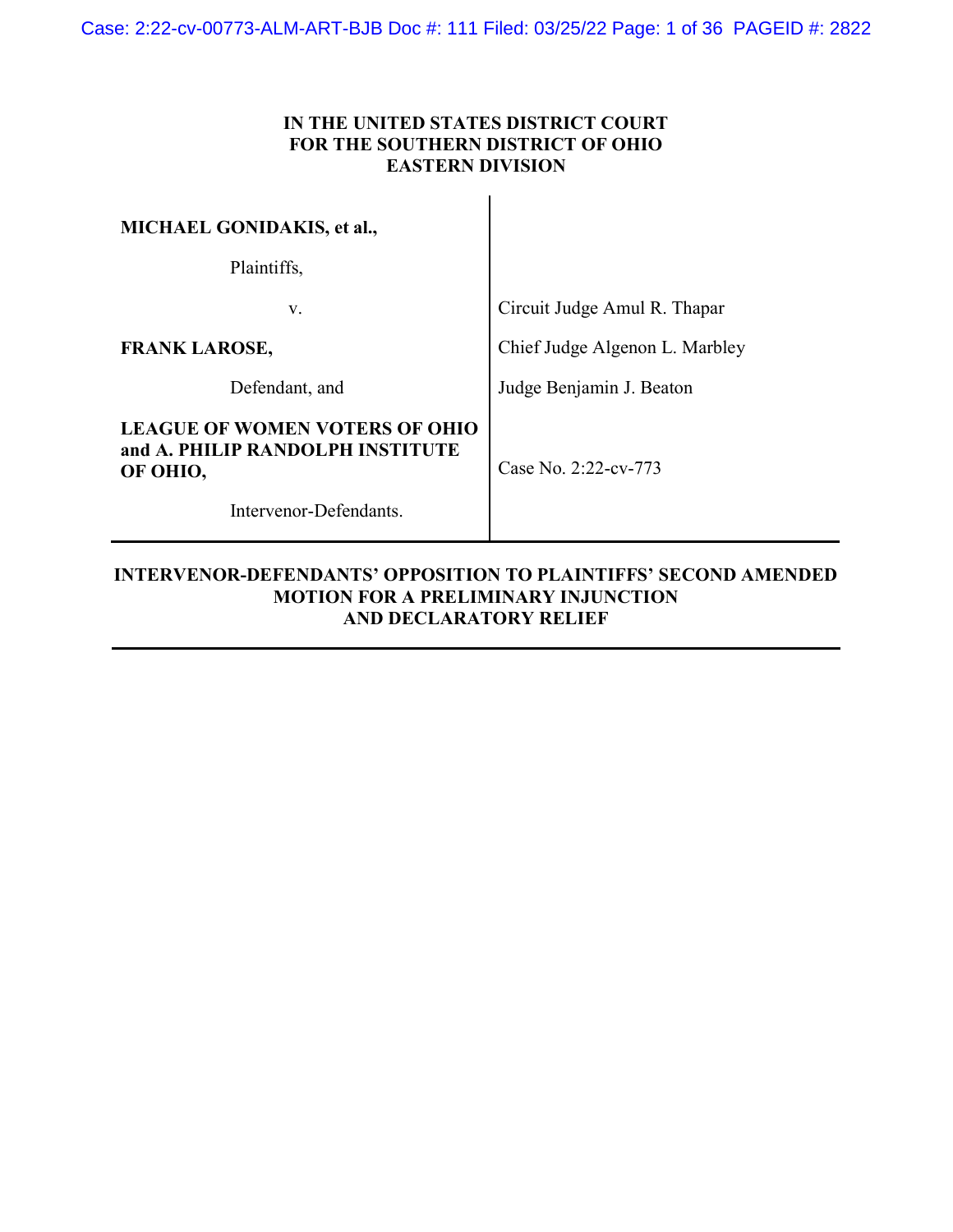**IN THE UNITED STATES DISTRICT COURT**
**FOR THE SOUTHERN DISTRICT OF OHIO**
**EASTERN DIVISION**

| | |
|---|---|
| **MICHAEL GONIDAKIS, et al.,** | |
| Plaintiffs, | |
| v. | Circuit Judge Amul R. Thapar |
| **FRANK LAROSE,** | Chief Judge Algenon L. Marbley |
| Defendant, and | Judge Benjamin J. Beaton |
| **LEAGUE OF WOMEN VOTERS OF OHIO and A. PHILIP RANDOLPH INSTITUTE OF OHIO,** | Case No. 2:22-cv-773 |
| Intervenor-Defendants. | |

**INTERVENOR-DEFENDANTS' OPPOSITION TO PLAINTIFFS' SECOND AMENDED MOTION FOR A PRELIMINARY INJUNCTION AND DECLARATORY RELIEF**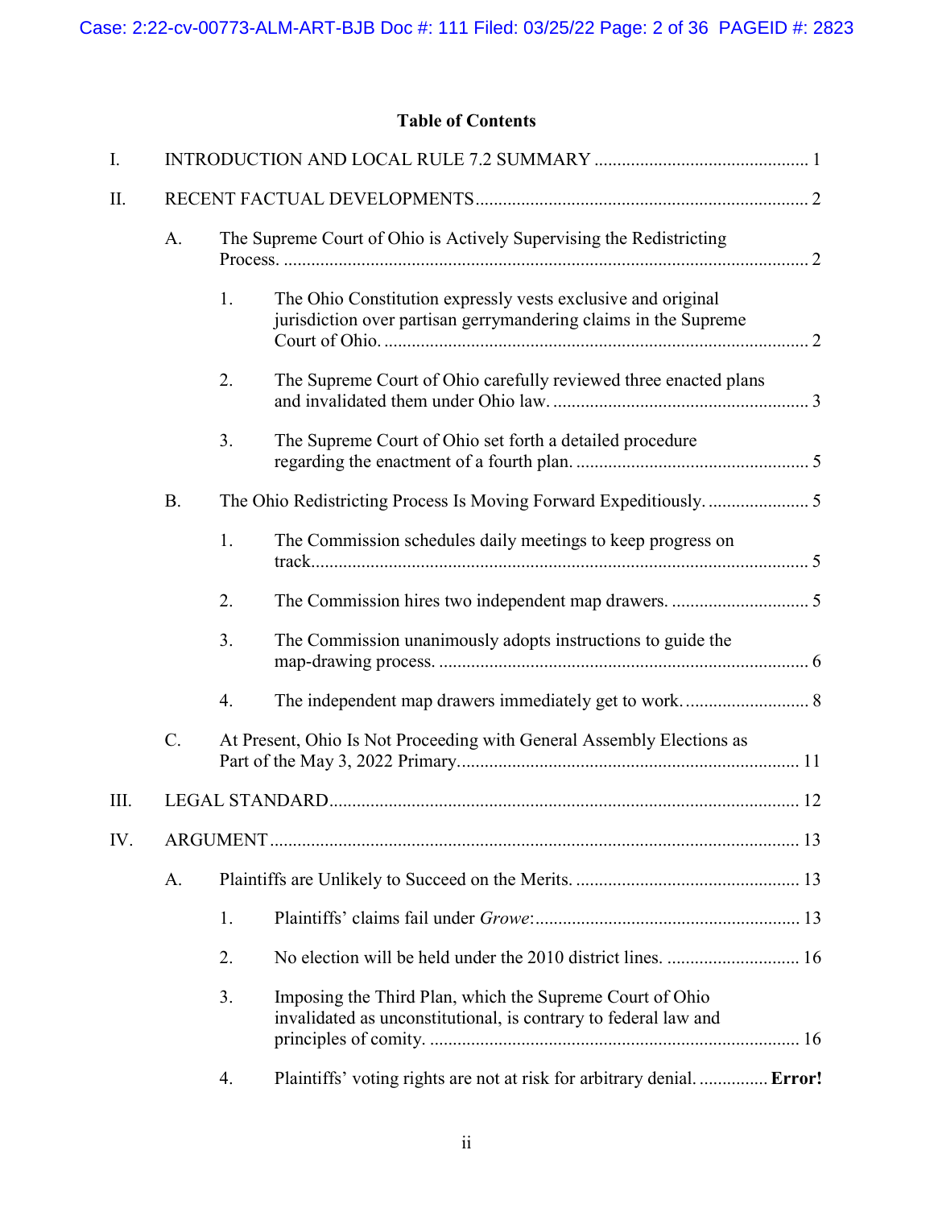# Table of Contents

I. INTRODUCTION AND LOCAL RULE 7.2 SUMMARY ............................................... 1

II. RECENT FACTUAL DEVELOPMENTS ........................................................................ 2

- A. The Supreme Court of Ohio is Actively Supervising the Redistricting Process. .................................................................................................................... 2
  - 1. The Ohio Constitution expressly vests exclusive and original jurisdiction over partisan gerrymandering claims in the Supreme Court of Ohio. ............................................................................................. 2
  - 2. The Supreme Court of Ohio carefully reviewed three enacted plans and invalidated them under Ohio law. ........................................................ 3
  - 3. The Supreme Court of Ohio set forth a detailed procedure regarding the enactment of a fourth plan. .................................................. 5
- B. The Ohio Redistricting Process Is Moving Forward Expeditiously. ...................... 5
  - 1. The Commission schedules daily meetings to keep progress on track........................................................................................................... 5
  - 2. The Commission hires two independent map drawers. .............................. 5
  - 3. The Commission unanimously adopts instructions to guide the map-drawing process. ................................................................................. 6
  - 4. The independent map drawers immediately get to work. ........................... 8
- C. At Present, Ohio Is Not Proceeding with General Assembly Elections as Part of the May 3, 2022 Primary........................................................................... 11

III. LEGAL STANDARD...................................................................................................... 12

IV. ARGUMENT ................................................................................................................... 13

- A. Plaintiffs are Unlikely to Succeed on the Merits. ................................................. 13
  - 1. Plaintiffs' claims fail under *Growe*:......................................................... 13
  - 2. No election will be held under the 2010 district lines. ............................. 16
  - 3. Imposing the Third Plan, which the Supreme Court of Ohio invalidated as unconstitutional, is contrary to federal law and principles of comity. ................................................................................. 16
  - 4. Plaintiffs' voting rights are not at risk for arbitrary denial. ............... **Error!**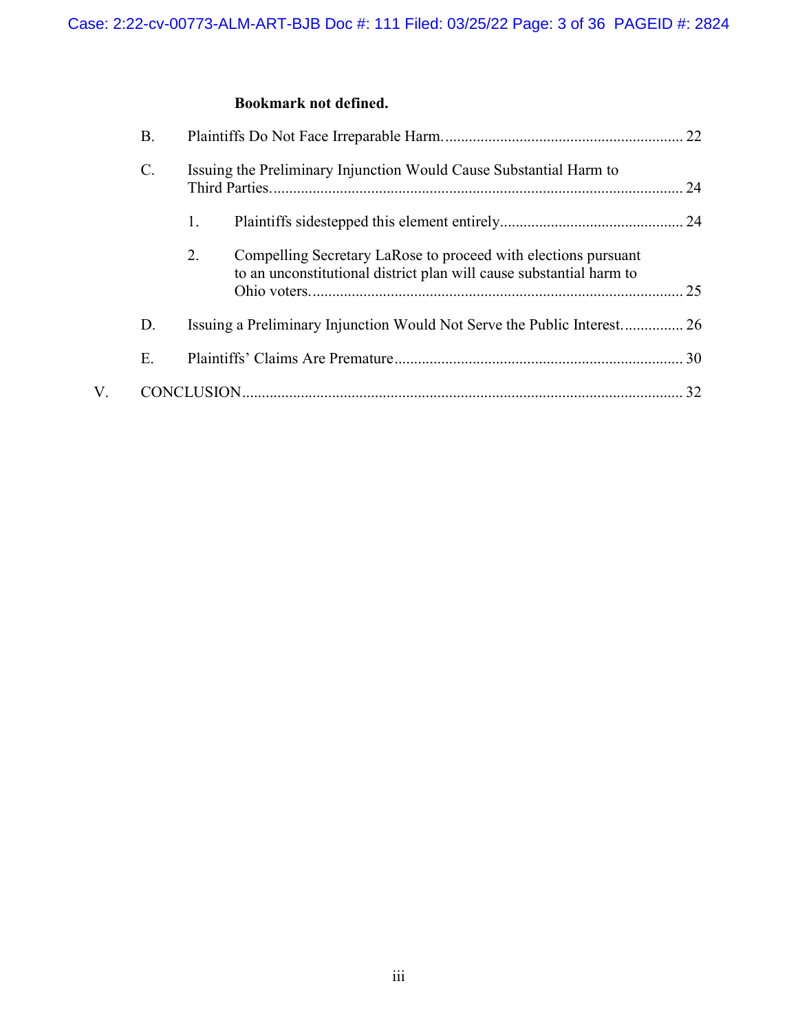**Bookmark not defined.**

B. Plaintiffs Do Not Face Irreparable Harm. ............................................................ 22

C. Issuing the Preliminary Injunction Would Cause Substantial Harm to Third Parties. ........................................................................................................ 24

1. Plaintiffs sidestepped this element entirely. .............................................. 24

2. Compelling Secretary LaRose to proceed with elections pursuant to an unconstitutional district plan will cause substantial harm to Ohio voters. ............................................................................................... 25

D. Issuing a Preliminary Injunction Would Not Serve the Public Interest. ............... 26

E. Plaintiffs' Claims Are Premature ......................................................................... 30

V. CONCLUSION ................................................................................................................ 32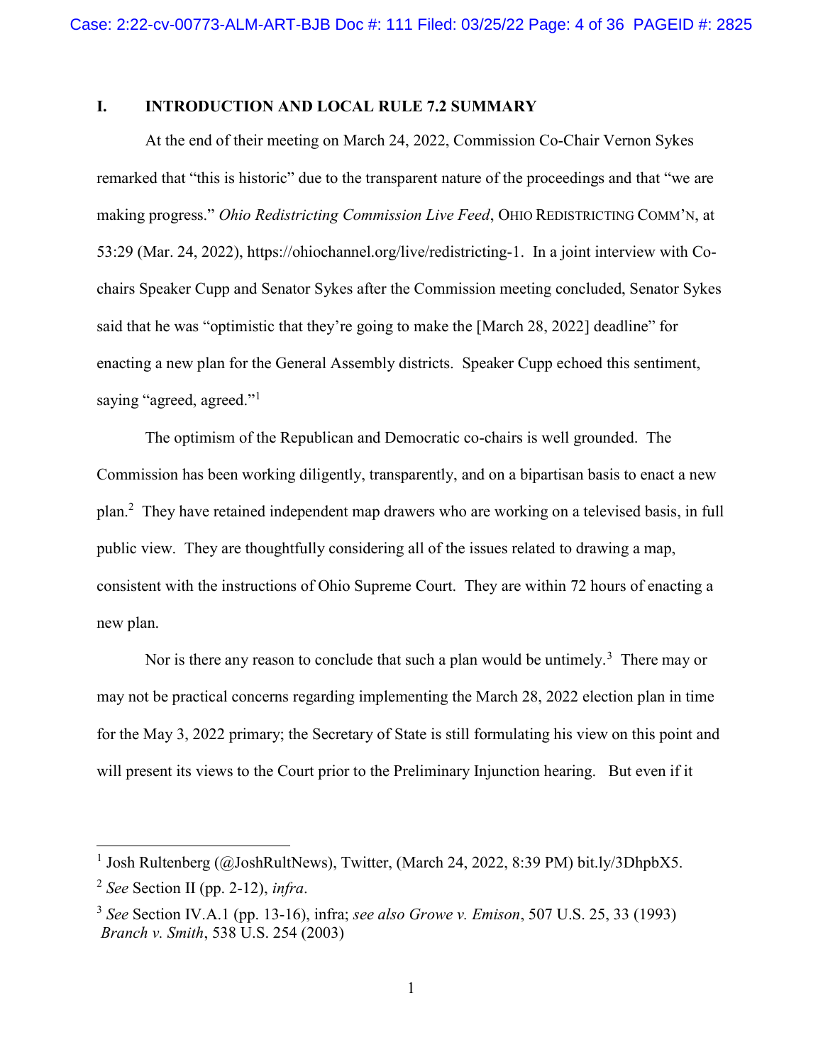## I. INTRODUCTION AND LOCAL RULE 7.2 SUMMARY

At the end of their meeting on March 24, 2022, Commission Co-Chair Vernon Sykes remarked that "this is historic" due to the transparent nature of the proceedings and that "we are making progress." *Ohio Redistricting Commission Live Feed*, OHIO REDISTRICTING COMM'N, at 53:29 (Mar. 24, 2022), https://ohiochannel.org/live/redistricting-1. In a joint interview with Co-chairs Speaker Cupp and Senator Sykes after the Commission meeting concluded, Senator Sykes said that he was "optimistic that they're going to make the [March 28, 2022] deadline" for enacting a new plan for the General Assembly districts. Speaker Cupp echoed this sentiment, saying "agreed, agreed."[1]

The optimism of the Republican and Democratic co-chairs is well grounded. The Commission has been working diligently, transparently, and on a bipartisan basis to enact a new plan.[2] They have retained independent map drawers who are working on a televised basis, in full public view. They are thoughtfully considering all of the issues related to drawing a map, consistent with the instructions of Ohio Supreme Court. They are within 72 hours of enacting a new plan.

Nor is there any reason to conclude that such a plan would be untimely.[3] There may or may not be practical concerns regarding implementing the March 28, 2022 election plan in time for the May 3, 2022 primary; the Secretary of State is still formulating his view on this point and will present its views to the Court prior to the Preliminary Injunction hearing. But even if it

---

[1] Josh Rultenberg (@JoshRultNews), Twitter, (March 24, 2022, 8:39 PM) bit.ly/3DhpbX5.

[2] *See* Section II (pp. 2-12), *infra*.

[3] *See* Section IV.A.1 (pp. 13-16), infra; *see also Growe v. Emison*, 507 U.S. 25, 33 (1993) *Branch v. Smith*, 538 U.S. 254 (2003)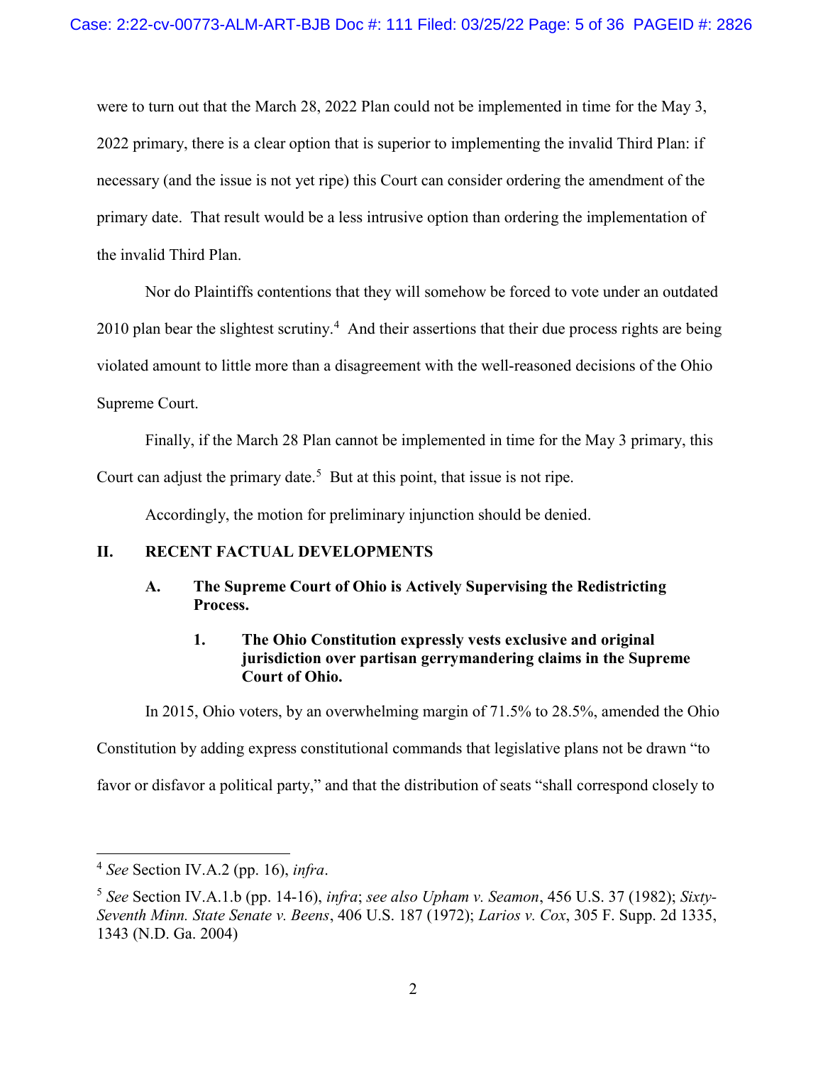were to turn out that the March 28, 2022 Plan could not be implemented in time for the May 3, 2022 primary, there is a clear option that is superior to implementing the invalid Third Plan: if necessary (and the issue is not yet ripe) this Court can consider ordering the amendment of the primary date. That result would be a less intrusive option than ordering the implementation of the invalid Third Plan.

Nor do Plaintiffs contentions that they will somehow be forced to vote under an outdated 2010 plan bear the slightest scrutiny.[4] And their assertions that their due process rights are being violated amount to little more than a disagreement with the well-reasoned decisions of the Ohio Supreme Court.

Finally, if the March 28 Plan cannot be implemented in time for the May 3 primary, this Court can adjust the primary date.[5] But at this point, that issue is not ripe.

Accordingly, the motion for preliminary injunction should be denied.

## II. RECENT FACTUAL DEVELOPMENTS

### A. The Supreme Court of Ohio is Actively Supervising the Redistricting Process.

#### 1. The Ohio Constitution expressly vests exclusive and original jurisdiction over partisan gerrymandering claims in the Supreme Court of Ohio.

In 2015, Ohio voters, by an overwhelming margin of 71.5% to 28.5%, amended the Ohio Constitution by adding express constitutional commands that legislative plans not be drawn "to favor or disfavor a political party," and that the distribution of seats "shall correspond closely to

---

[4] *See* Section IV.A.2 (pp. 16), *infra*.

[5] *See* Section IV.A.1.b (pp. 14-16), *infra*; *see also Upham v. Seamon*, 456 U.S. 37 (1982); *Sixty-Seventh Minn. State Senate v. Beens*, 406 U.S. 187 (1972); *Larios v. Cox*, 305 F. Supp. 2d 1335, 1343 (N.D. Ga. 2004)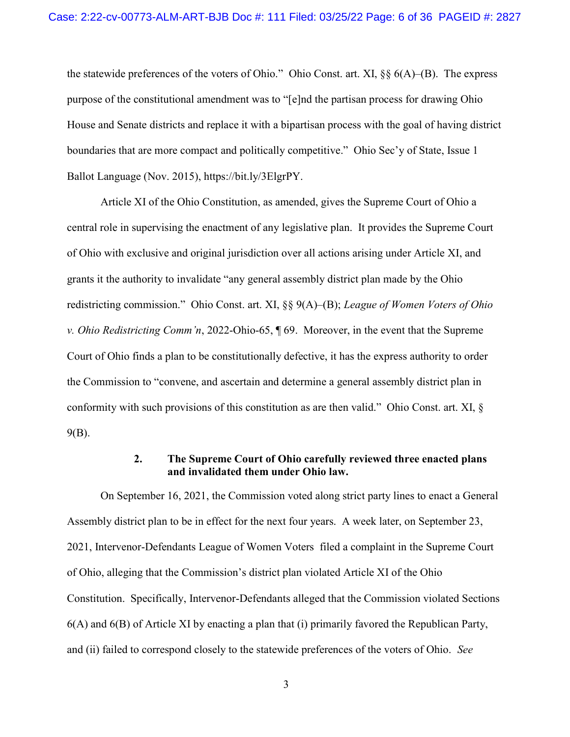the statewide preferences of the voters of Ohio." Ohio Const. art. XI, §§ 6(A)–(B). The express purpose of the constitutional amendment was to "[e]nd the partisan process for drawing Ohio House and Senate districts and replace it with a bipartisan process with the goal of having district boundaries that are more compact and politically competitive." Ohio Sec'y of State, Issue 1 Ballot Language (Nov. 2015), https://bit.ly/3ElgrPY.

Article XI of the Ohio Constitution, as amended, gives the Supreme Court of Ohio a central role in supervising the enactment of any legislative plan. It provides the Supreme Court of Ohio with exclusive and original jurisdiction over all actions arising under Article XI, and grants it the authority to invalidate "any general assembly district plan made by the Ohio redistricting commission." Ohio Const. art. XI, §§ 9(A)–(B); *League of Women Voters of Ohio v. Ohio Redistricting Comm'n*, 2022-Ohio-65, ¶ 69. Moreover, in the event that the Supreme Court of Ohio finds a plan to be constitutionally defective, it has the express authority to order the Commission to "convene, and ascertain and determine a general assembly district plan in conformity with such provisions of this constitution as are then valid." Ohio Const. art. XI, § 9(B).

### 2. The Supreme Court of Ohio carefully reviewed three enacted plans and invalidated them under Ohio law.

On September 16, 2021, the Commission voted along strict party lines to enact a General Assembly district plan to be in effect for the next four years. A week later, on September 23, 2021, Intervenor-Defendants League of Women Voters filed a complaint in the Supreme Court of Ohio, alleging that the Commission's district plan violated Article XI of the Ohio Constitution. Specifically, Intervenor-Defendants alleged that the Commission violated Sections 6(A) and 6(B) of Article XI by enacting a plan that (i) primarily favored the Republican Party, and (ii) failed to correspond closely to the statewide preferences of the voters of Ohio. *See*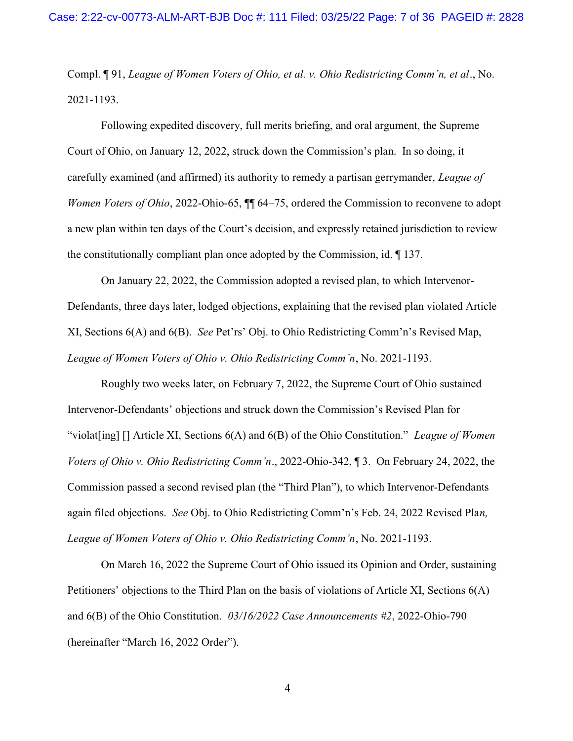Compl. ¶ 91, *League of Women Voters of Ohio, et al. v. Ohio Redistricting Comm'n, et al*., No. 2021-1193.

Following expedited discovery, full merits briefing, and oral argument, the Supreme Court of Ohio, on January 12, 2022, struck down the Commission's plan. In so doing, it carefully examined (and affirmed) its authority to remedy a partisan gerrymander, *League of Women Voters of Ohio*, 2022-Ohio-65, ¶¶ 64–75, ordered the Commission to reconvene to adopt a new plan within ten days of the Court's decision, and expressly retained jurisdiction to review the constitutionally compliant plan once adopted by the Commission, id. ¶ 137.

On January 22, 2022, the Commission adopted a revised plan, to which Intervenor-Defendants, three days later, lodged objections, explaining that the revised plan violated Article XI, Sections 6(A) and 6(B). *See* Pet'rs' Obj. to Ohio Redistricting Comm'n's Revised Map, *League of Women Voters of Ohio v. Ohio Redistricting Comm'n*, No. 2021-1193.

Roughly two weeks later, on February 7, 2022, the Supreme Court of Ohio sustained Intervenor-Defendants' objections and struck down the Commission's Revised Plan for "violat[ing] [] Article XI, Sections 6(A) and 6(B) of the Ohio Constitution." *League of Women Voters of Ohio v. Ohio Redistricting Comm'n*., 2022-Ohio-342, ¶ 3. On February 24, 2022, the Commission passed a second revised plan (the "Third Plan"), to which Intervenor-Defendants again filed objections. *See* Obj. to Ohio Redistricting Comm'n's Feb. 24, 2022 Revised Pla*n, League of Women Voters of Ohio v. Ohio Redistricting Comm'n*, No. 2021-1193.

On March 16, 2022 the Supreme Court of Ohio issued its Opinion and Order, sustaining Petitioners' objections to the Third Plan on the basis of violations of Article XI, Sections 6(A) and 6(B) of the Ohio Constitution. *03/16/2022 Case Announcements #2*, 2022-Ohio-790 (hereinafter "March 16, 2022 Order").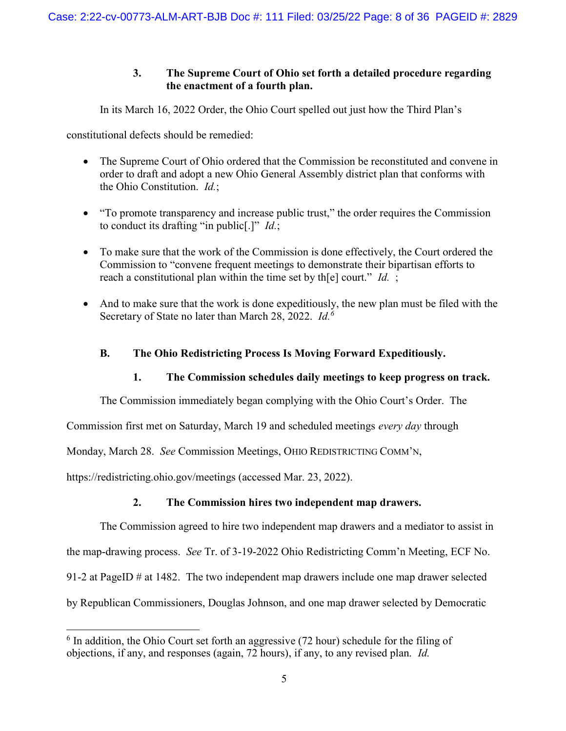### 3. The Supreme Court of Ohio set forth a detailed procedure regarding the enactment of a fourth plan.

In its March 16, 2022 Order, the Ohio Court spelled out just how the Third Plan's constitutional defects should be remedied:

- The Supreme Court of Ohio ordered that the Commission be reconstituted and convene in order to draft and adopt a new Ohio General Assembly district plan that conforms with the Ohio Constitution. *Id.*;
- "To promote transparency and increase public trust," the order requires the Commission to conduct its drafting "in public[.]" *Id.*;
- To make sure that the work of the Commission is done effectively, the Court ordered the Commission to "convene frequent meetings to demonstrate their bipartisan efforts to reach a constitutional plan within the time set by th[e] court." *Id.* ;
- And to make sure that the work is done expeditiously, the new plan must be filed with the Secretary of State no later than March 28, 2022. *Id.*[6]

## B. The Ohio Redistricting Process Is Moving Forward Expeditiously.

### 1. The Commission schedules daily meetings to keep progress on track.

The Commission immediately began complying with the Ohio Court's Order. The Commission first met on Saturday, March 19 and scheduled meetings *every day* through Monday, March 28. *See* Commission Meetings, OHIO REDISTRICTING COMM'N, https://redistricting.ohio.gov/meetings (accessed Mar. 23, 2022).

### 2. The Commission hires two independent map drawers.

The Commission agreed to hire two independent map drawers and a mediator to assist in the map-drawing process. *See* Tr. of 3-19-2022 Ohio Redistricting Comm'n Meeting, ECF No. 91-2 at PageID # at 1482. The two independent map drawers include one map drawer selected by Republican Commissioners, Douglas Johnson, and one map drawer selected by Democratic

[6] In addition, the Ohio Court set forth an aggressive (72 hour) schedule for the filing of objections, if any, and responses (again, 72 hours), if any, to any revised plan. *Id.*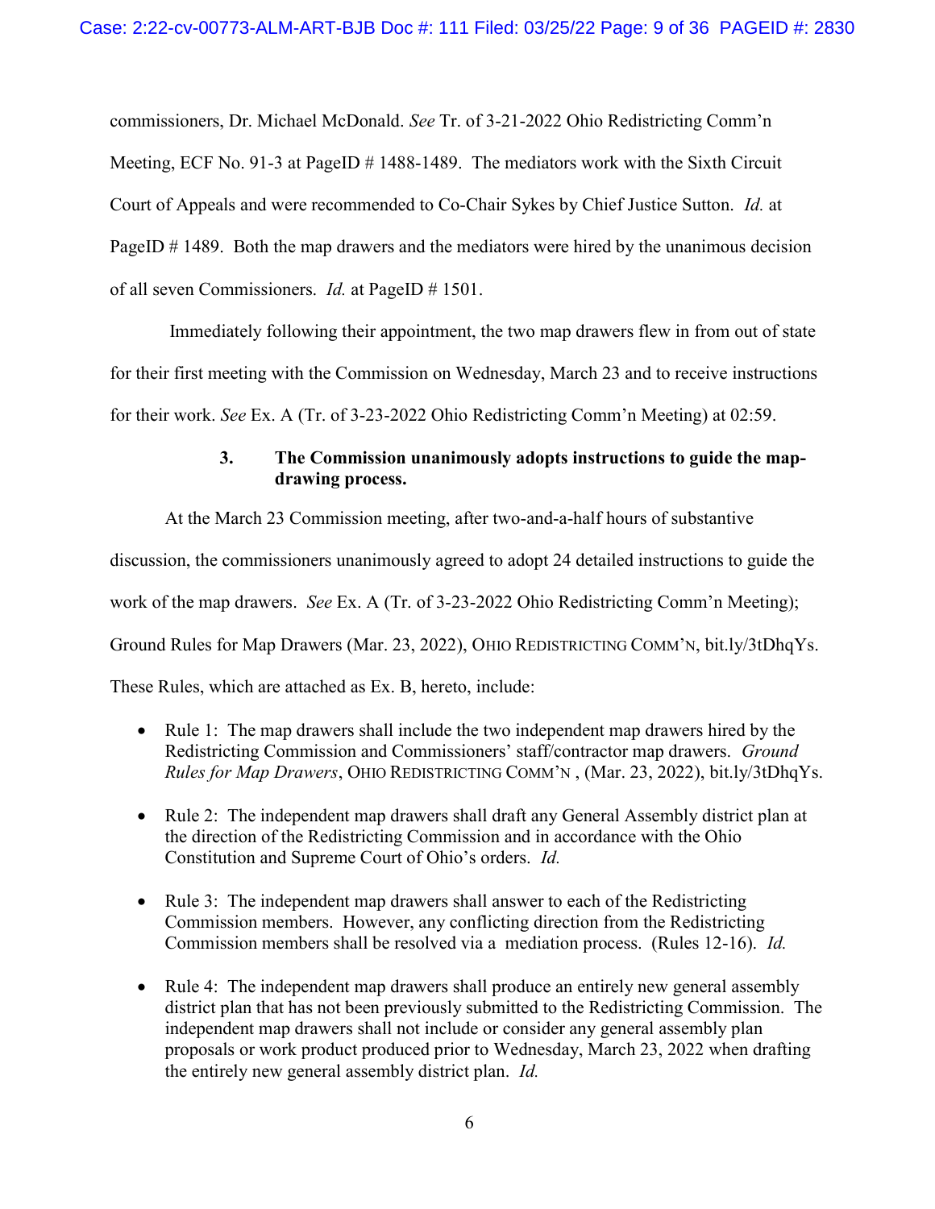commissioners, Dr. Michael McDonald. *See* Tr. of 3-21-2022 Ohio Redistricting Comm'n Meeting, ECF No. 91-3 at PageID # 1488-1489. The mediators work with the Sixth Circuit Court of Appeals and were recommended to Co-Chair Sykes by Chief Justice Sutton. *Id.* at PageID # 1489. Both the map drawers and the mediators were hired by the unanimous decision of all seven Commissioners. *Id.* at PageID # 1501.

Immediately following their appointment, the two map drawers flew in from out of state for their first meeting with the Commission on Wednesday, March 23 and to receive instructions for their work. *See* Ex. A (Tr. of 3-23-2022 Ohio Redistricting Comm'n Meeting) at 02:59.

### 3. The Commission unanimously adopts instructions to guide the map-drawing process.

At the March 23 Commission meeting, after two-and-a-half hours of substantive discussion, the commissioners unanimously agreed to adopt 24 detailed instructions to guide the work of the map drawers. *See* Ex. A (Tr. of 3-23-2022 Ohio Redistricting Comm'n Meeting); Ground Rules for Map Drawers (Mar. 23, 2022), OHIO REDISTRICTING COMM'N, bit.ly/3tDhqYs. These Rules, which are attached as Ex. B, hereto, include:

- Rule 1: The map drawers shall include the two independent map drawers hired by the Redistricting Commission and Commissioners' staff/contractor map drawers. *Ground Rules for Map Drawers*, OHIO REDISTRICTING COMM'N , (Mar. 23, 2022), bit.ly/3tDhqYs.
- Rule 2: The independent map drawers shall draft any General Assembly district plan at the direction of the Redistricting Commission and in accordance with the Ohio Constitution and Supreme Court of Ohio's orders. *Id.*
- Rule 3: The independent map drawers shall answer to each of the Redistricting Commission members. However, any conflicting direction from the Redistricting Commission members shall be resolved via a mediation process. (Rules 12-16). *Id.*
- Rule 4: The independent map drawers shall produce an entirely new general assembly district plan that has not been previously submitted to the Redistricting Commission. The independent map drawers shall not include or consider any general assembly plan proposals or work product produced prior to Wednesday, March 23, 2022 when drafting the entirely new general assembly district plan. *Id.*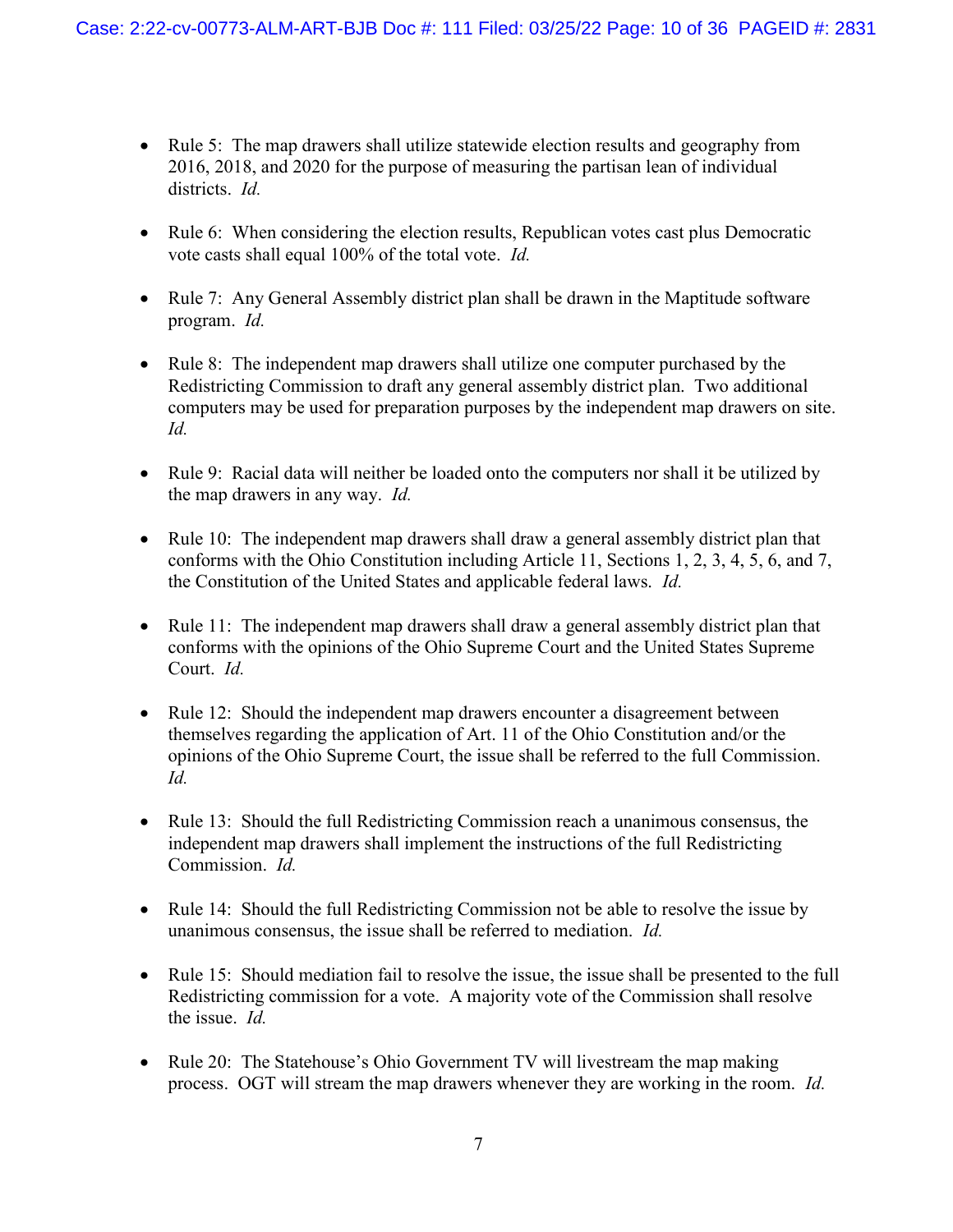- Rule 5: The map drawers shall utilize statewide election results and geography from 2016, 2018, and 2020 for the purpose of measuring the partisan lean of individual districts. *Id.*

- Rule 6: When considering the election results, Republican votes cast plus Democratic vote casts shall equal 100% of the total vote. *Id.*

- Rule 7: Any General Assembly district plan shall be drawn in the Maptitude software program. *Id.*

- Rule 8: The independent map drawers shall utilize one computer purchased by the Redistricting Commission to draft any general assembly district plan. Two additional computers may be used for preparation purposes by the independent map drawers on site. *Id.*

- Rule 9: Racial data will neither be loaded onto the computers nor shall it be utilized by the map drawers in any way. *Id.*

- Rule 10: The independent map drawers shall draw a general assembly district plan that conforms with the Ohio Constitution including Article 11, Sections 1, 2, 3, 4, 5, 6, and 7, the Constitution of the United States and applicable federal laws. *Id.*

- Rule 11: The independent map drawers shall draw a general assembly district plan that conforms with the opinions of the Ohio Supreme Court and the United States Supreme Court. *Id.*

- Rule 12: Should the independent map drawers encounter a disagreement between themselves regarding the application of Art. 11 of the Ohio Constitution and/or the opinions of the Ohio Supreme Court, the issue shall be referred to the full Commission. *Id.*

- Rule 13: Should the full Redistricting Commission reach a unanimous consensus, the independent map drawers shall implement the instructions of the full Redistricting Commission. *Id.*

- Rule 14: Should the full Redistricting Commission not be able to resolve the issue by unanimous consensus, the issue shall be referred to mediation. *Id.*

- Rule 15: Should mediation fail to resolve the issue, the issue shall be presented to the full Redistricting commission for a vote. A majority vote of the Commission shall resolve the issue. *Id.*

- Rule 20: The Statehouse's Ohio Government TV will livestream the map making process. OGT will stream the map drawers whenever they are working in the room. *Id.*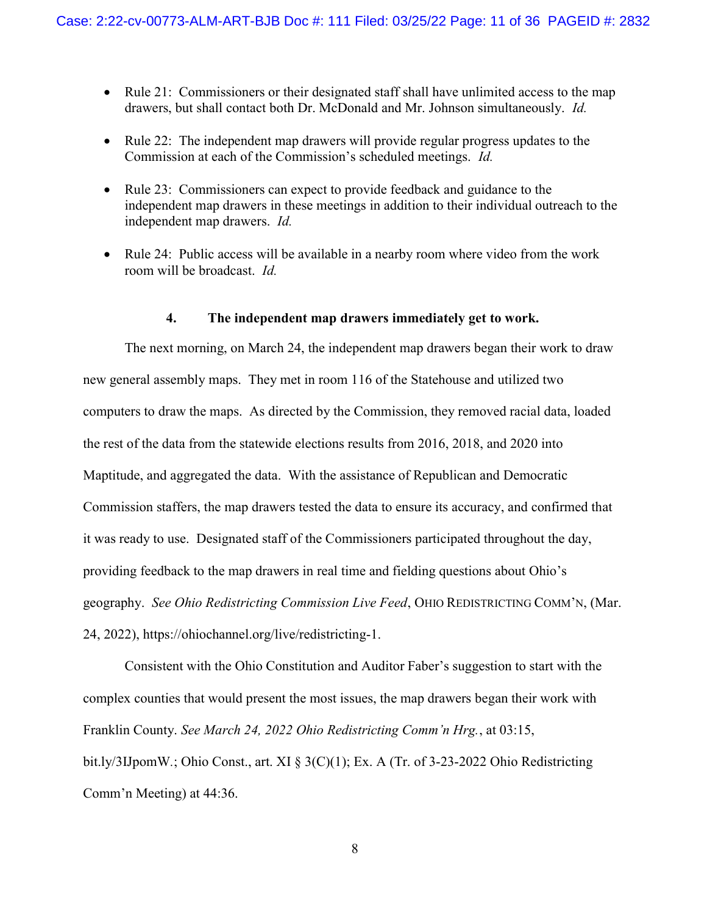- Rule 21: Commissioners or their designated staff shall have unlimited access to the map drawers, but shall contact both Dr. McDonald and Mr. Johnson simultaneously. *Id.*

- Rule 22: The independent map drawers will provide regular progress updates to the Commission at each of the Commission's scheduled meetings. *Id.*

- Rule 23: Commissioners can expect to provide feedback and guidance to the independent map drawers in these meetings in addition to their individual outreach to the independent map drawers. *Id.*

- Rule 24: Public access will be available in a nearby room where video from the work room will be broadcast. *Id.*

### 4. The independent map drawers immediately get to work.

The next morning, on March 24, the independent map drawers began their work to draw new general assembly maps. They met in room 116 of the Statehouse and utilized two computers to draw the maps. As directed by the Commission, they removed racial data, loaded the rest of the data from the statewide elections results from 2016, 2018, and 2020 into Maptitude, and aggregated the data. With the assistance of Republican and Democratic Commission staffers, the map drawers tested the data to ensure its accuracy, and confirmed that it was ready to use. Designated staff of the Commissioners participated throughout the day, providing feedback to the map drawers in real time and fielding questions about Ohio's geography. *See Ohio Redistricting Commission Live Feed*, OHIO REDISTRICTING COMM'N, (Mar. 24, 2022), https://ohiochannel.org/live/redistricting-1.

Consistent with the Ohio Constitution and Auditor Faber's suggestion to start with the complex counties that would present the most issues, the map drawers began their work with Franklin County. *See March 24, 2022 Ohio Redistricting Comm'n Hrg.*, at 03:15, bit.ly/3IJpomW.; Ohio Const., art. XI § 3(C)(1); Ex. A (Tr. of 3-23-2022 Ohio Redistricting Comm'n Meeting) at 44:36.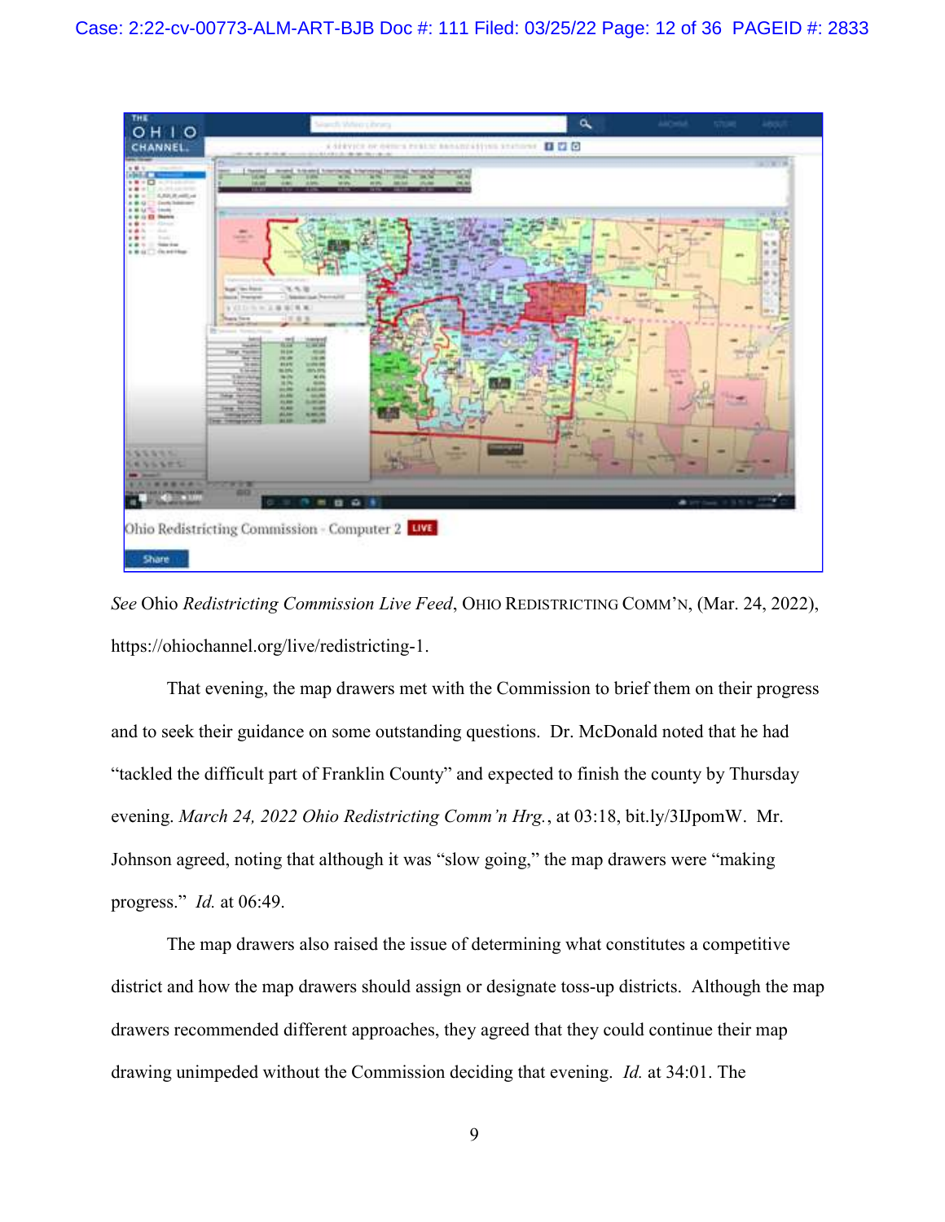*See* Ohio *Redistricting Commission Live Feed*, OHIO REDISTRICTING COMM'N, (Mar. 24, 2022), https://ohiochannel.org/live/redistricting-1.

That evening, the map drawers met with the Commission to brief them on their progress and to seek their guidance on some outstanding questions. Dr. McDonald noted that he had "tackled the difficult part of Franklin County" and expected to finish the county by Thursday evening. *March 24, 2022 Ohio Redistricting Comm'n Hrg.*, at 03:18, bit.ly/3IJpomW. Mr. Johnson agreed, noting that although it was "slow going," the map drawers were "making progress." *Id.* at 06:49.

The map drawers also raised the issue of determining what constitutes a competitive district and how the map drawers should assign or designate toss-up districts. Although the map drawers recommended different approaches, they agreed that they could continue their map drawing unimpeded without the Commission deciding that evening. *Id.* at 34:01. The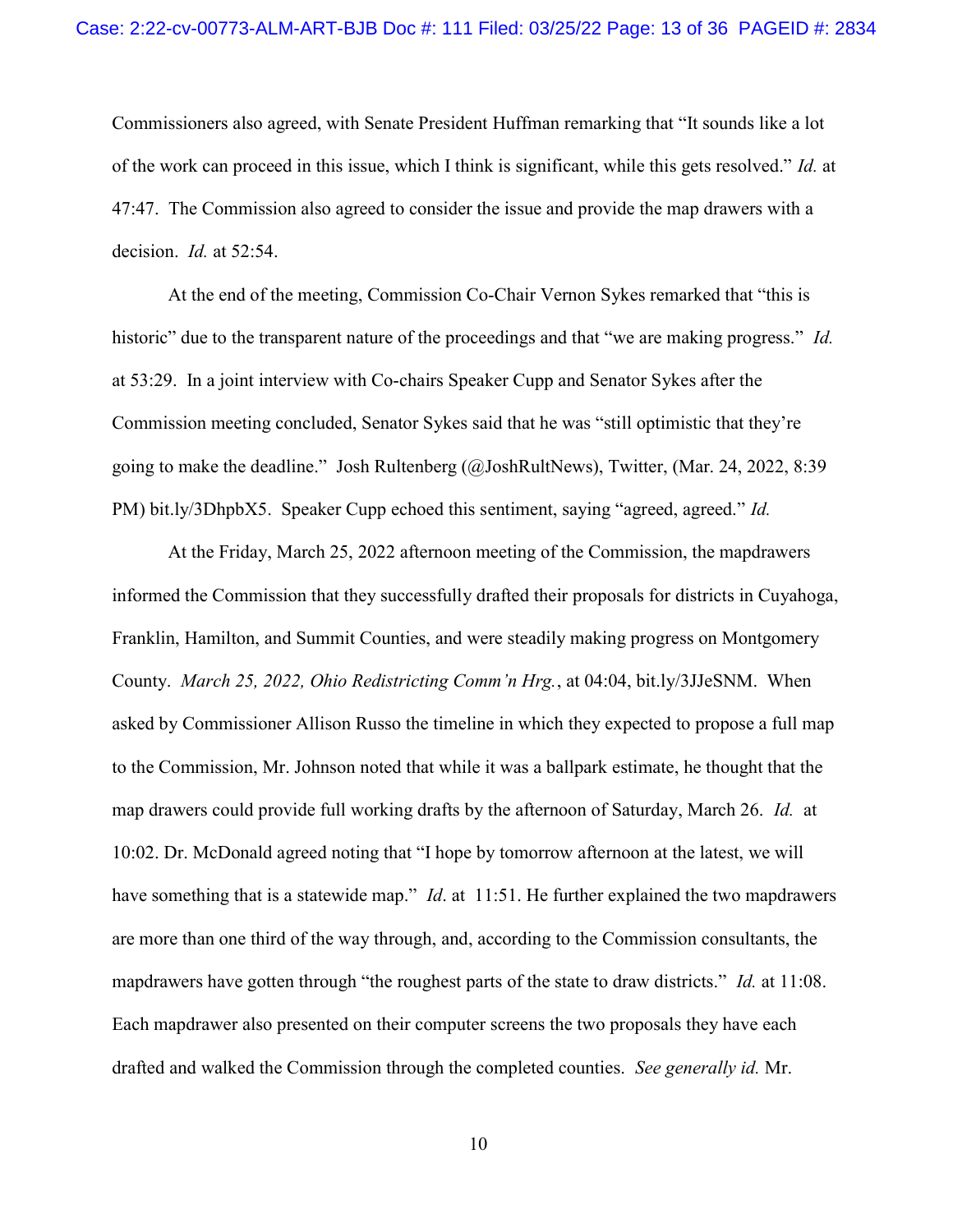Commissioners also agreed, with Senate President Huffman remarking that "It sounds like a lot of the work can proceed in this issue, which I think is significant, while this gets resolved." *Id.* at 47:47. The Commission also agreed to consider the issue and provide the map drawers with a decision. *Id.* at 52:54.

At the end of the meeting, Commission Co-Chair Vernon Sykes remarked that "this is historic" due to the transparent nature of the proceedings and that "we are making progress." *Id.* at 53:29. In a joint interview with Co-chairs Speaker Cupp and Senator Sykes after the Commission meeting concluded, Senator Sykes said that he was "still optimistic that they're going to make the deadline." Josh Rultenberg (@JoshRultNews), Twitter, (Mar. 24, 2022, 8:39 PM) bit.ly/3DhpbX5. Speaker Cupp echoed this sentiment, saying "agreed, agreed." *Id.*

At the Friday, March 25, 2022 afternoon meeting of the Commission, the mapdrawers informed the Commission that they successfully drafted their proposals for districts in Cuyahoga, Franklin, Hamilton, and Summit Counties, and were steadily making progress on Montgomery County. *March 25, 2022, Ohio Redistricting Comm'n Hrg.*, at 04:04, bit.ly/3JJeSNM. When asked by Commissioner Allison Russo the timeline in which they expected to propose a full map to the Commission, Mr. Johnson noted that while it was a ballpark estimate, he thought that the map drawers could provide full working drafts by the afternoon of Saturday, March 26. *Id.* at 10:02. Dr. McDonald agreed noting that "I hope by tomorrow afternoon at the latest, we will have something that is a statewide map." *Id*. at 11:51. He further explained the two mapdrawers are more than one third of the way through, and, according to the Commission consultants, the mapdrawers have gotten through "the roughest parts of the state to draw districts." *Id.* at 11:08. Each mapdrawer also presented on their computer screens the two proposals they have each drafted and walked the Commission through the completed counties. *See generally id.* Mr.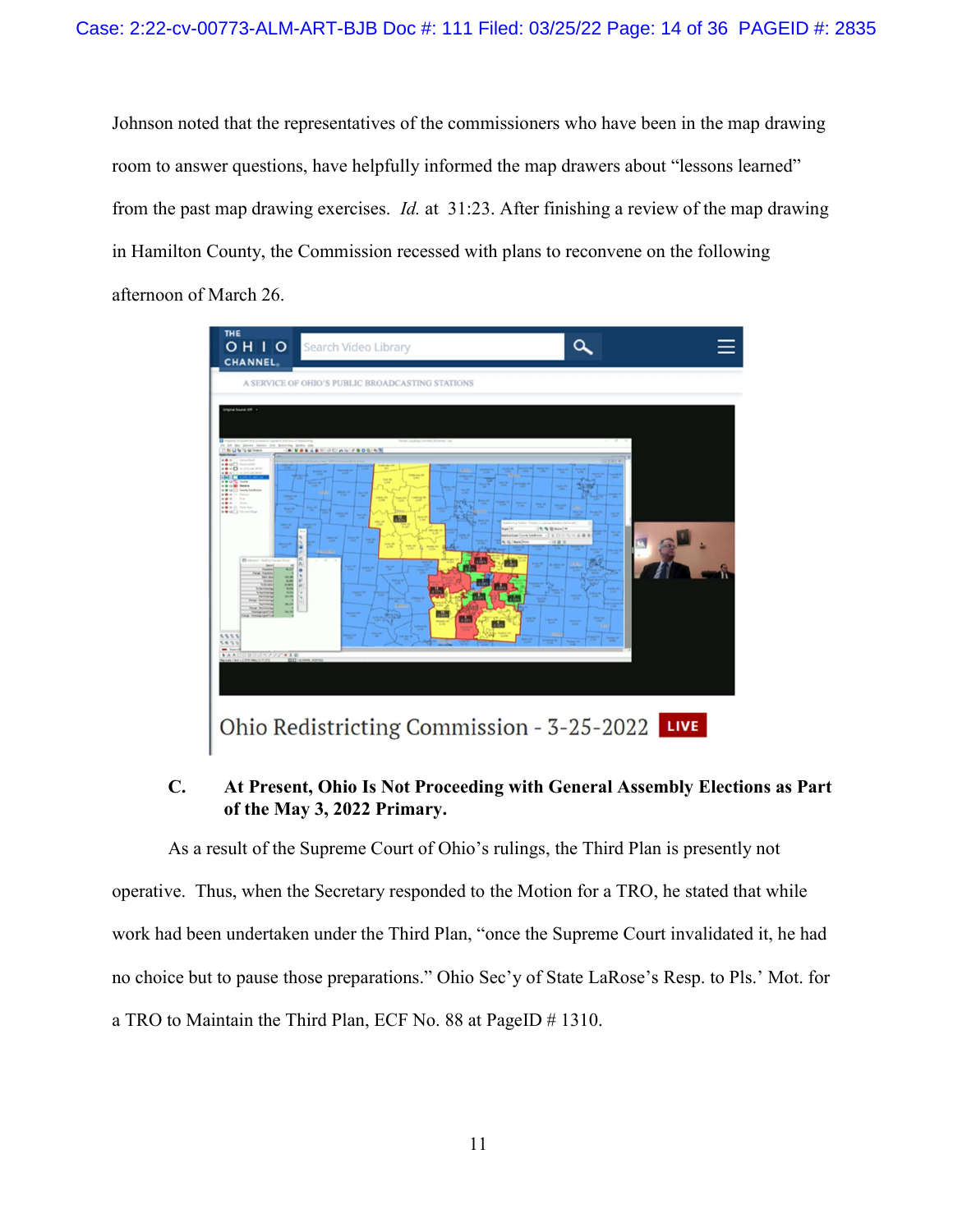Johnson noted that the representatives of the commissioners who have been in the map drawing room to answer questions, have helpfully informed the map drawers about "lessons learned" from the past map drawing exercises. *Id.* at 31:23. After finishing a review of the map drawing in Hamilton County, the Commission recessed with plans to reconvene on the following afternoon of March 26.

### C. At Present, Ohio Is Not Proceeding with General Assembly Elections as Part of the May 3, 2022 Primary.

As a result of the Supreme Court of Ohio's rulings, the Third Plan is presently not operative. Thus, when the Secretary responded to the Motion for a TRO, he stated that while work had been undertaken under the Third Plan, "once the Supreme Court invalidated it, he had no choice but to pause those preparations." Ohio Sec'y of State LaRose's Resp. to Pls.' Mot. for a TRO to Maintain the Third Plan, ECF No. 88 at PageID # 1310.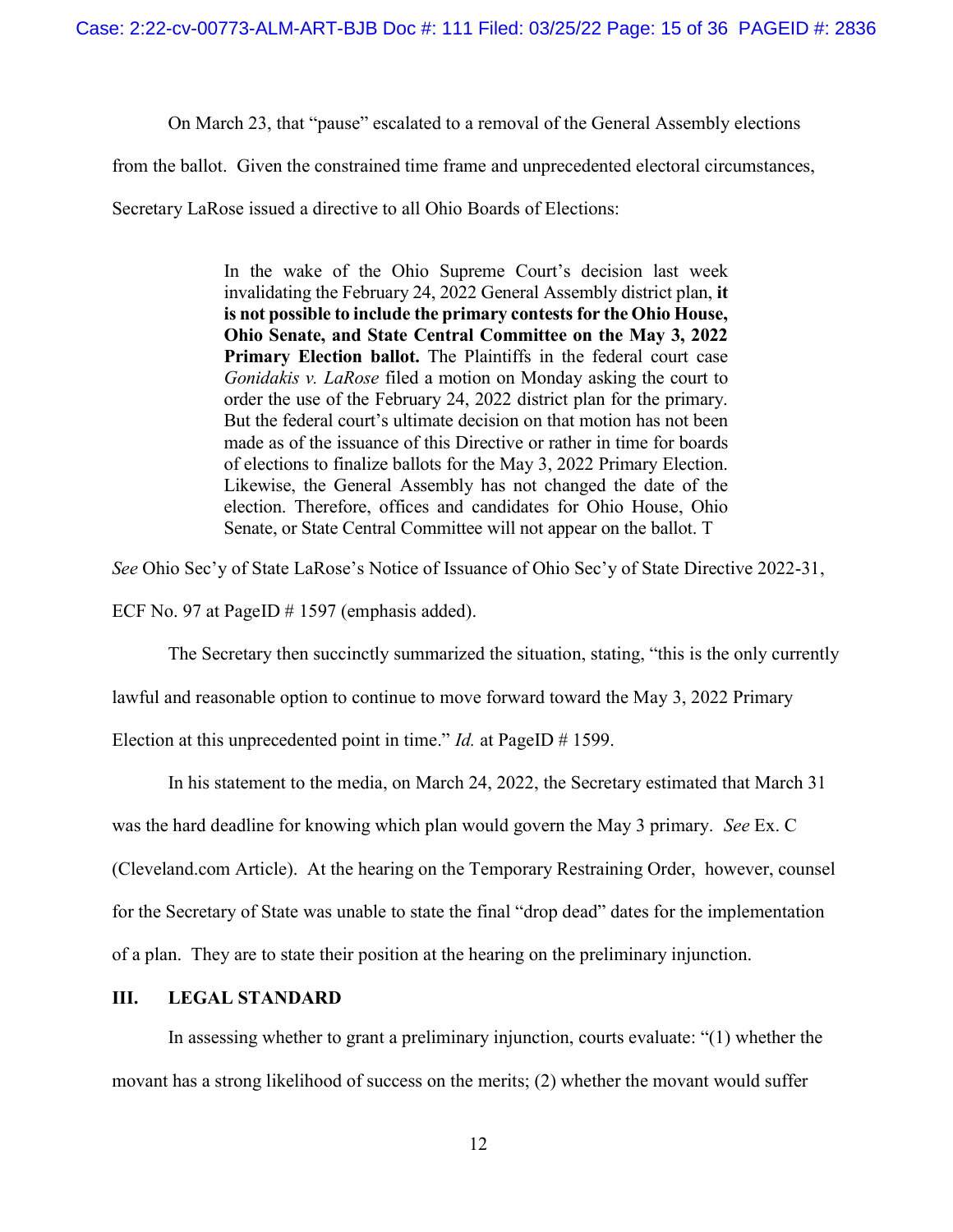On March 23, that "pause" escalated to a removal of the General Assembly elections from the ballot. Given the constrained time frame and unprecedented electoral circumstances, Secretary LaRose issued a directive to all Ohio Boards of Elections:

> In the wake of the Ohio Supreme Court's decision last week invalidating the February 24, 2022 General Assembly district plan, **it is not possible to include the primary contests for the Ohio House, Ohio Senate, and State Central Committee on the May 3, 2022 Primary Election ballot.** The Plaintiffs in the federal court case *Gonidakis v. LaRose* filed a motion on Monday asking the court to order the use of the February 24, 2022 district plan for the primary. But the federal court's ultimate decision on that motion has not been made as of the issuance of this Directive or rather in time for boards of elections to finalize ballots for the May 3, 2022 Primary Election. Likewise, the General Assembly has not changed the date of the election. Therefore, offices and candidates for Ohio House, Ohio Senate, or State Central Committee will not appear on the ballot. T

*See* Ohio Sec'y of State LaRose's Notice of Issuance of Ohio Sec'y of State Directive 2022-31, ECF No. 97 at PageID # 1597 (emphasis added).

The Secretary then succinctly summarized the situation, stating, "this is the only currently lawful and reasonable option to continue to move forward toward the May 3, 2022 Primary Election at this unprecedented point in time." *Id.* at PageID # 1599.

In his statement to the media, on March 24, 2022, the Secretary estimated that March 31 was the hard deadline for knowing which plan would govern the May 3 primary. *See* Ex. C (Cleveland.com Article). At the hearing on the Temporary Restraining Order, however, counsel for the Secretary of State was unable to state the final "drop dead" dates for the implementation of a plan. They are to state their position at the hearing on the preliminary injunction.

## III. LEGAL STANDARD

In assessing whether to grant a preliminary injunction, courts evaluate: "(1) whether the movant has a strong likelihood of success on the merits; (2) whether the movant would suffer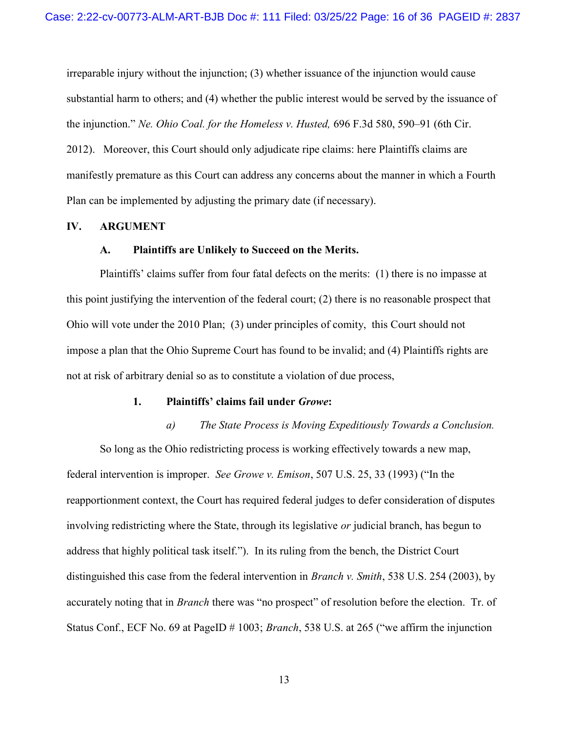irreparable injury without the injunction; (3) whether issuance of the injunction would cause substantial harm to others; and (4) whether the public interest would be served by the issuance of the injunction." *Ne. Ohio Coal. for the Homeless v. Husted,* 696 F.3d 580, 590–91 (6th Cir. 2012). Moreover, this Court should only adjudicate ripe claims: here Plaintiffs claims are manifestly premature as this Court can address any concerns about the manner in which a Fourth Plan can be implemented by adjusting the primary date (if necessary).

## IV. ARGUMENT

### A. Plaintiffs are Unlikely to Succeed on the Merits.

Plaintiffs' claims suffer from four fatal defects on the merits: (1) there is no impasse at this point justifying the intervention of the federal court; (2) there is no reasonable prospect that Ohio will vote under the 2010 Plan; (3) under principles of comity, this Court should not impose a plan that the Ohio Supreme Court has found to be invalid; and (4) Plaintiffs rights are not at risk of arbitrary denial so as to constitute a violation of due process,

#### 1. Plaintiffs' claims fail under *Growe*:

##### *a) The State Process is Moving Expeditiously Towards a Conclusion.*

So long as the Ohio redistricting process is working effectively towards a new map, federal intervention is improper. *See Growe v. Emison*, 507 U.S. 25, 33 (1993) ("In the reapportionment context, the Court has required federal judges to defer consideration of disputes involving redistricting where the State, through its legislative *or* judicial branch, has begun to address that highly political task itself."). In its ruling from the bench, the District Court distinguished this case from the federal intervention in *Branch v. Smith*, 538 U.S. 254 (2003), by accurately noting that in *Branch* there was "no prospect" of resolution before the election. Tr. of Status Conf., ECF No. 69 at PageID # 1003; *Branch*, 538 U.S. at 265 ("we affirm the injunction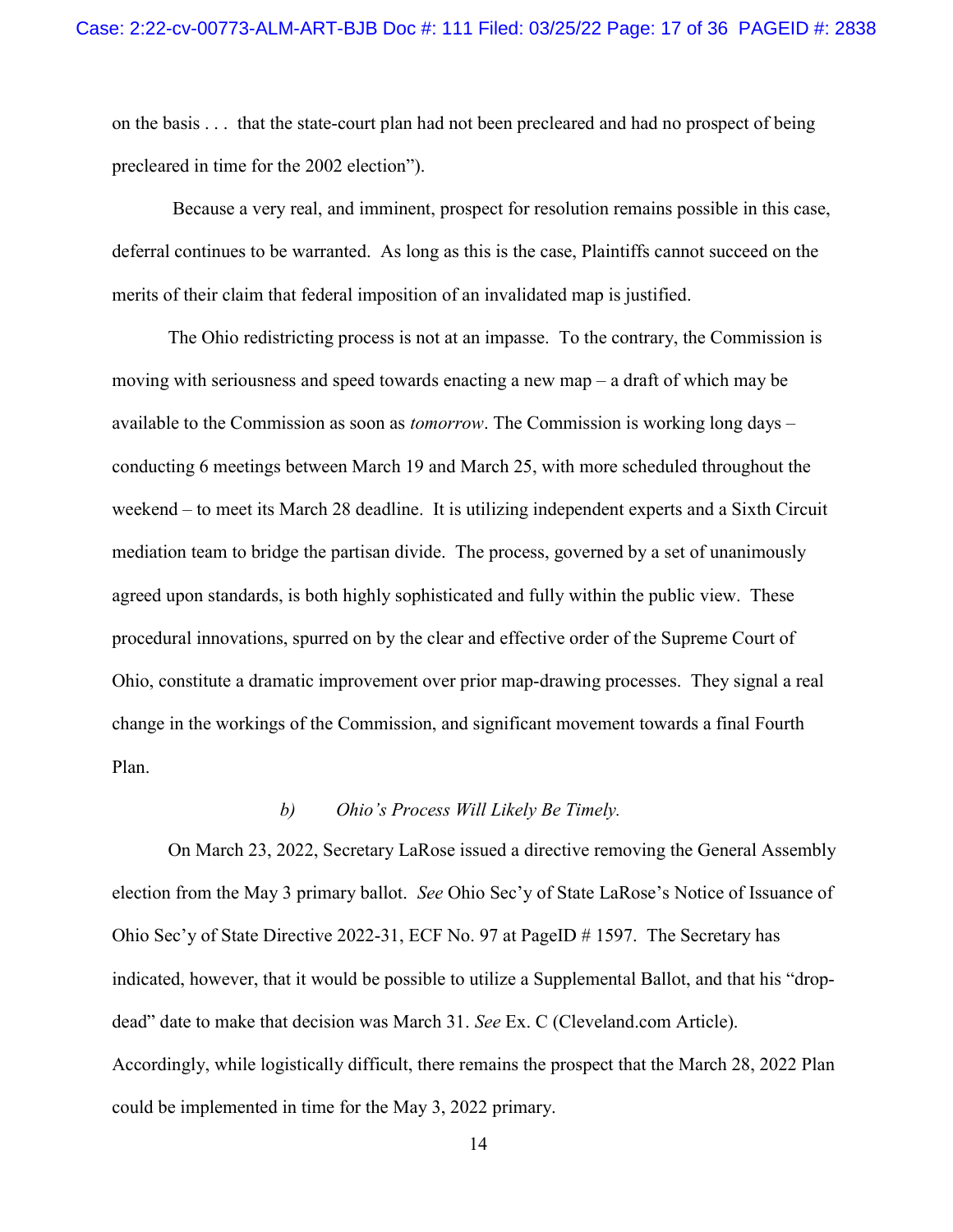on the basis . . . that the state-court plan had not been precleared and had no prospect of being precleared in time for the 2002 election").

Because a very real, and imminent, prospect for resolution remains possible in this case, deferral continues to be warranted. As long as this is the case, Plaintiffs cannot succeed on the merits of their claim that federal imposition of an invalidated map is justified.

The Ohio redistricting process is not at an impasse. To the contrary, the Commission is moving with seriousness and speed towards enacting a new map – a draft of which may be available to the Commission as soon as *tomorrow*. The Commission is working long days – conducting 6 meetings between March 19 and March 25, with more scheduled throughout the weekend – to meet its March 28 deadline. It is utilizing independent experts and a Sixth Circuit mediation team to bridge the partisan divide. The process, governed by a set of unanimously agreed upon standards, is both highly sophisticated and fully within the public view. These procedural innovations, spurred on by the clear and effective order of the Supreme Court of Ohio, constitute a dramatic improvement over prior map-drawing processes. They signal a real change in the workings of the Commission, and significant movement towards a final Fourth Plan.

*b) Ohio's Process Will Likely Be Timely.*

On March 23, 2022, Secretary LaRose issued a directive removing the General Assembly election from the May 3 primary ballot. *See* Ohio Sec'y of State LaRose's Notice of Issuance of Ohio Sec'y of State Directive 2022-31, ECF No. 97 at PageID # 1597. The Secretary has indicated, however, that it would be possible to utilize a Supplemental Ballot, and that his "drop-dead" date to make that decision was March 31. *See* Ex. C (Cleveland.com Article). Accordingly, while logistically difficult, there remains the prospect that the March 28, 2022 Plan could be implemented in time for the May 3, 2022 primary.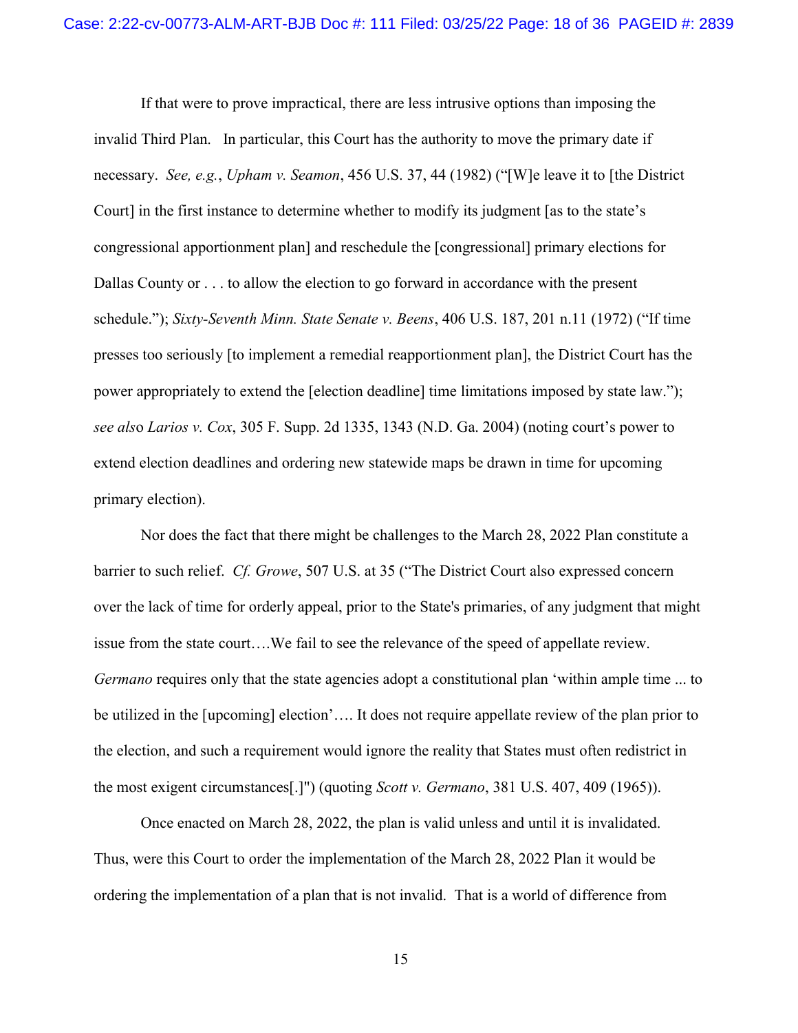If that were to prove impractical, there are less intrusive options than imposing the invalid Third Plan. In particular, this Court has the authority to move the primary date if necessary. *See, e.g.*, *Upham v. Seamon*, 456 U.S. 37, 44 (1982) ("[W]e leave it to [the District Court] in the first instance to determine whether to modify its judgment [as to the state's congressional apportionment plan] and reschedule the [congressional] primary elections for Dallas County or . . . to allow the election to go forward in accordance with the present schedule."); *Sixty-Seventh Minn. State Senate v. Beens*, 406 U.S. 187, 201 n.11 (1972) ("If time presses too seriously [to implement a remedial reapportionment plan], the District Court has the power appropriately to extend the [election deadline] time limitations imposed by state law."); *see also Larios v. Cox*, 305 F. Supp. 2d 1335, 1343 (N.D. Ga. 2004) (noting court's power to extend election deadlines and ordering new statewide maps be drawn in time for upcoming primary election).

Nor does the fact that there might be challenges to the March 28, 2022 Plan constitute a barrier to such relief. *Cf. Growe*, 507 U.S. at 35 ("The District Court also expressed concern over the lack of time for orderly appeal, prior to the State's primaries, of any judgment that might issue from the state court….We fail to see the relevance of the speed of appellate review. *Germano* requires only that the state agencies adopt a constitutional plan 'within ample time ... to be utilized in the [upcoming] election'…. It does not require appellate review of the plan prior to the election, and such a requirement would ignore the reality that States must often redistrict in the most exigent circumstances[.]") (quoting *Scott v. Germano*, 381 U.S. 407, 409 (1965)).

Once enacted on March 28, 2022, the plan is valid unless and until it is invalidated. Thus, were this Court to order the implementation of the March 28, 2022 Plan it would be ordering the implementation of a plan that is not invalid. That is a world of difference from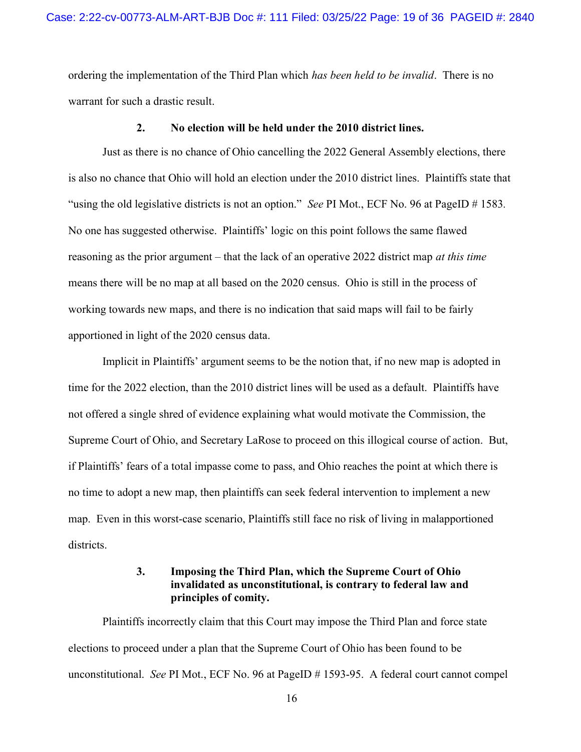ordering the implementation of the Third Plan which *has been held to be invalid*. There is no warrant for such a drastic result.

### 2. No election will be held under the 2010 district lines.

Just as there is no chance of Ohio cancelling the 2022 General Assembly elections, there is also no chance that Ohio will hold an election under the 2010 district lines. Plaintiffs state that "using the old legislative districts is not an option." *See* PI Mot., ECF No. 96 at PageID # 1583. No one has suggested otherwise. Plaintiffs' logic on this point follows the same flawed reasoning as the prior argument – that the lack of an operative 2022 district map *at this time* means there will be no map at all based on the 2020 census. Ohio is still in the process of working towards new maps, and there is no indication that said maps will fail to be fairly apportioned in light of the 2020 census data.

Implicit in Plaintiffs' argument seems to be the notion that, if no new map is adopted in time for the 2022 election, than the 2010 district lines will be used as a default. Plaintiffs have not offered a single shred of evidence explaining what would motivate the Commission, the Supreme Court of Ohio, and Secretary LaRose to proceed on this illogical course of action. But, if Plaintiffs' fears of a total impasse come to pass, and Ohio reaches the point at which there is no time to adopt a new map, then plaintiffs can seek federal intervention to implement a new map. Even in this worst-case scenario, Plaintiffs still face no risk of living in malapportioned districts.

### 3. Imposing the Third Plan, which the Supreme Court of Ohio invalidated as unconstitutional, is contrary to federal law and principles of comity.

Plaintiffs incorrectly claim that this Court may impose the Third Plan and force state elections to proceed under a plan that the Supreme Court of Ohio has been found to be unconstitutional. *See* PI Mot., ECF No. 96 at PageID # 1593-95. A federal court cannot compel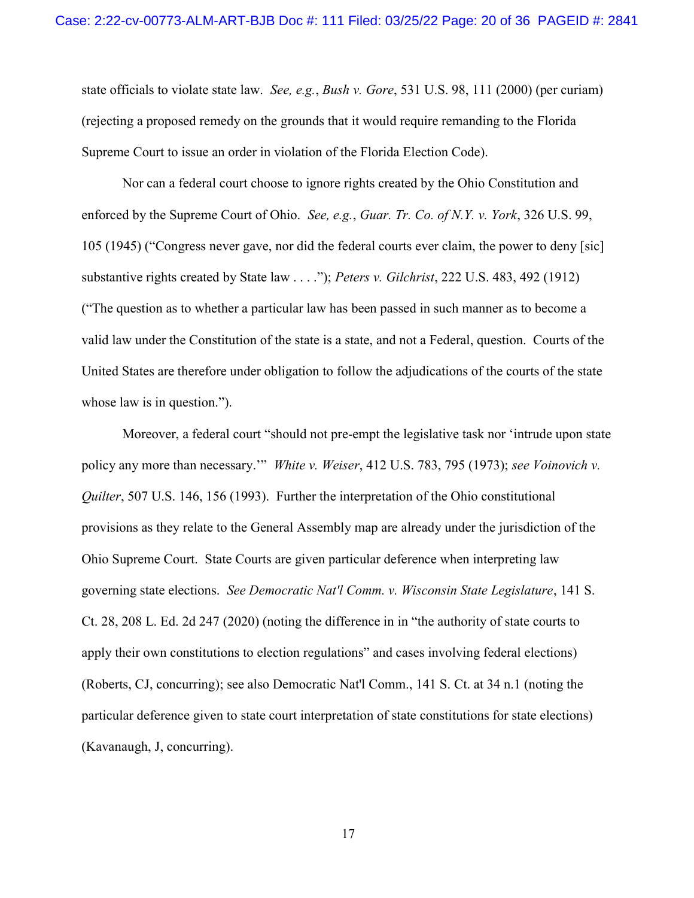state officials to violate state law. *See, e.g.*, *Bush v. Gore*, 531 U.S. 98, 111 (2000) (per curiam) (rejecting a proposed remedy on the grounds that it would require remanding to the Florida Supreme Court to issue an order in violation of the Florida Election Code).

Nor can a federal court choose to ignore rights created by the Ohio Constitution and enforced by the Supreme Court of Ohio. *See, e.g.*, *Guar. Tr. Co. of N.Y. v. York*, 326 U.S. 99, 105 (1945) ("Congress never gave, nor did the federal courts ever claim, the power to deny [sic] substantive rights created by State law . . . ."); *Peters v. Gilchrist*, 222 U.S. 483, 492 (1912) ("The question as to whether a particular law has been passed in such manner as to become a valid law under the Constitution of the state is a state, and not a Federal, question. Courts of the United States are therefore under obligation to follow the adjudications of the courts of the state whose law is in question.").

Moreover, a federal court "should not pre-empt the legislative task nor 'intrude upon state policy any more than necessary.'" *White v. Weiser*, 412 U.S. 783, 795 (1973); *see Voinovich v. Quilter*, 507 U.S. 146, 156 (1993). Further the interpretation of the Ohio constitutional provisions as they relate to the General Assembly map are already under the jurisdiction of the Ohio Supreme Court. State Courts are given particular deference when interpreting law governing state elections. *See Democratic Nat'l Comm. v. Wisconsin State Legislature*, 141 S. Ct. 28, 208 L. Ed. 2d 247 (2020) (noting the difference in in "the authority of state courts to apply their own constitutions to election regulations" and cases involving federal elections) (Roberts, CJ, concurring); see also Democratic Nat'l Comm., 141 S. Ct. at 34 n.1 (noting the particular deference given to state court interpretation of state constitutions for state elections) (Kavanaugh, J, concurring).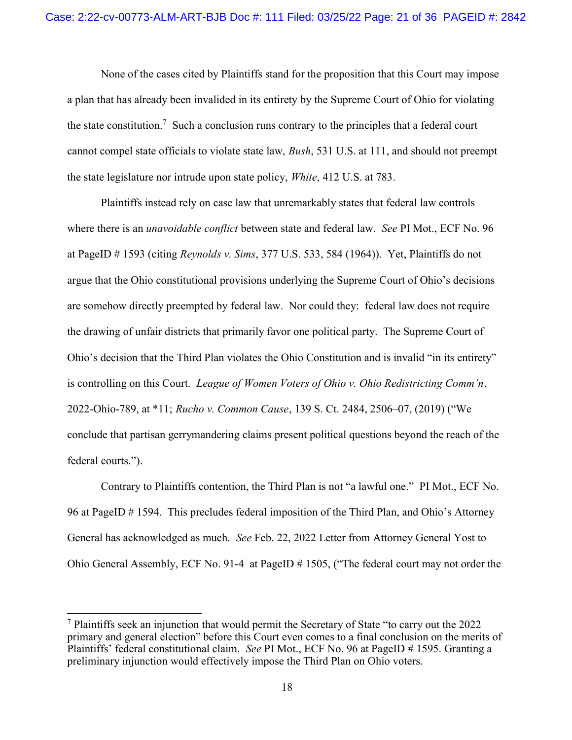None of the cases cited by Plaintiffs stand for the proposition that this Court may impose a plan that has already been invalided in its entirety by the Supreme Court of Ohio for violating the state constitution.[7] Such a conclusion runs contrary to the principles that a federal court cannot compel state officials to violate state law, *Bush*, 531 U.S. at 111, and should not preempt the state legislature nor intrude upon state policy, *White*, 412 U.S. at 783.

Plaintiffs instead rely on case law that unremarkably states that federal law controls where there is an *unavoidable conflict* between state and federal law. *See* PI Mot., ECF No. 96 at PageID # 1593 (citing *Reynolds v. Sims*, 377 U.S. 533, 584 (1964)). Yet, Plaintiffs do not argue that the Ohio constitutional provisions underlying the Supreme Court of Ohio's decisions are somehow directly preempted by federal law. Nor could they: federal law does not require the drawing of unfair districts that primarily favor one political party. The Supreme Court of Ohio's decision that the Third Plan violates the Ohio Constitution and is invalid "in its entirety" is controlling on this Court. *League of Women Voters of Ohio v. Ohio Redistricting Comm'n*, 2022-Ohio-789, at *11; *Rucho v. Common Cause*, 139 S. Ct. 2484, 2506–07, (2019) ("We conclude that partisan gerrymandering claims present political questions beyond the reach of the federal courts.").

Contrary to Plaintiffs contention, the Third Plan is not "a lawful one." PI Mot., ECF No. 96 at PageID # 1594. This precludes federal imposition of the Third Plan, and Ohio's Attorney General has acknowledged as much. *See* Feb. 22, 2022 Letter from Attorney General Yost to Ohio General Assembly, ECF No. 91-4 at PageID # 1505, ("The federal court may not order the

---

[7] Plaintiffs seek an injunction that would permit the Secretary of State "to carry out the 2022 primary and general election" before this Court even comes to a final conclusion on the merits of Plaintiffs' federal constitutional claim. *See* PI Mot., ECF No. 96 at PageID # 1595. Granting a preliminary injunction would effectively impose the Third Plan on Ohio voters.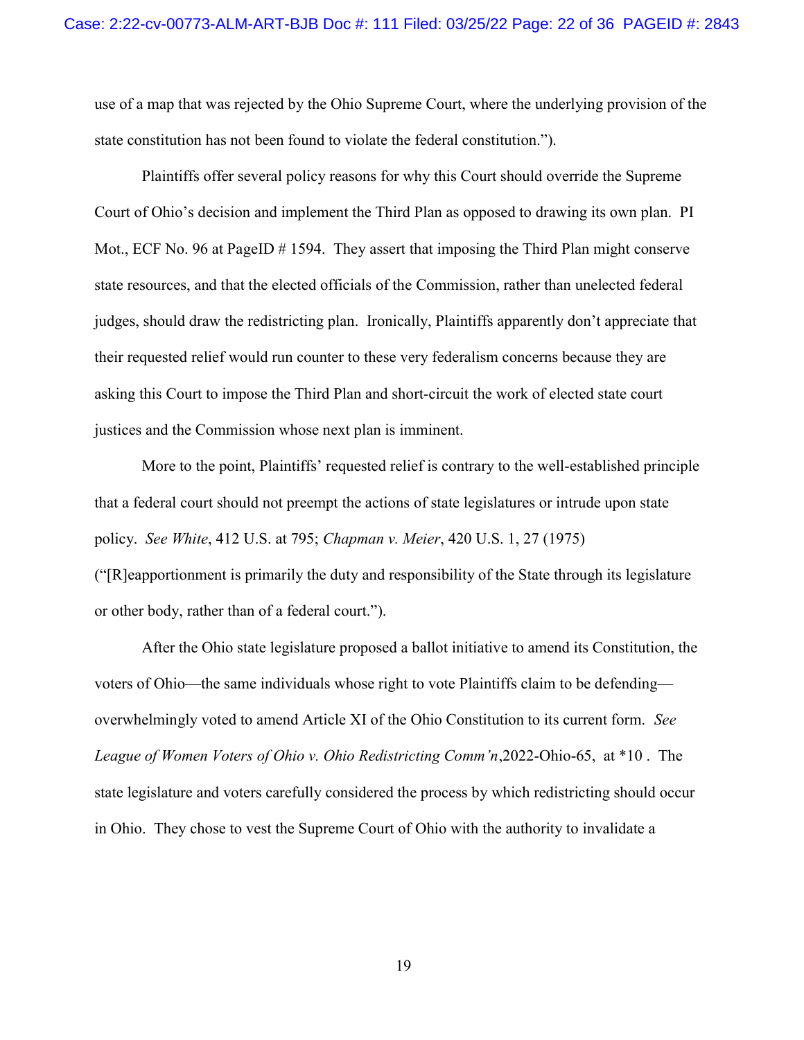use of a map that was rejected by the Ohio Supreme Court, where the underlying provision of the state constitution has not been found to violate the federal constitution.").

Plaintiffs offer several policy reasons for why this Court should override the Supreme Court of Ohio's decision and implement the Third Plan as opposed to drawing its own plan. PI Mot., ECF No. 96 at PageID # 1594. They assert that imposing the Third Plan might conserve state resources, and that the elected officials of the Commission, rather than unelected federal judges, should draw the redistricting plan. Ironically, Plaintiffs apparently don't appreciate that their requested relief would run counter to these very federalism concerns because they are asking this Court to impose the Third Plan and short-circuit the work of elected state court justices and the Commission whose next plan is imminent.

More to the point, Plaintiffs' requested relief is contrary to the well-established principle that a federal court should not preempt the actions of state legislatures or intrude upon state policy. *See White*, 412 U.S. at 795; *Chapman v. Meier*, 420 U.S. 1, 27 (1975) ("[R]eapportionment is primarily the duty and responsibility of the State through its legislature or other body, rather than of a federal court.").

After the Ohio state legislature proposed a ballot initiative to amend its Constitution, the voters of Ohio—the same individuals whose right to vote Plaintiffs claim to be defending—overwhelmingly voted to amend Article XI of the Ohio Constitution to its current form. *See League of Women Voters of Ohio v. Ohio Redistricting Comm'n*,2022-Ohio-65, at *10 . The state legislature and voters carefully considered the process by which redistricting should occur in Ohio. They chose to vest the Supreme Court of Ohio with the authority to invalidate a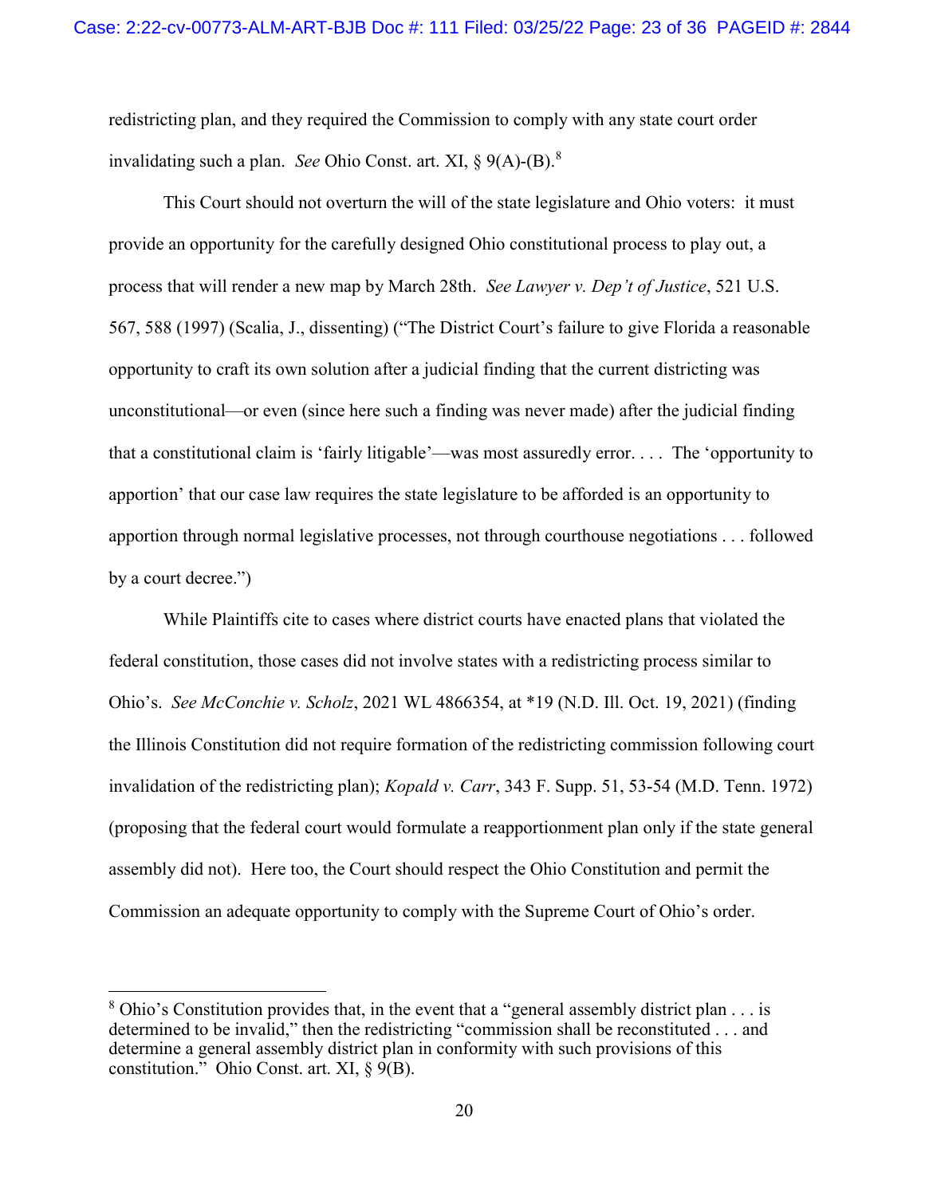redistricting plan, and they required the Commission to comply with any state court order invalidating such a plan. *See* Ohio Const. art. XI, § 9(A)-(B).[8]

This Court should not overturn the will of the state legislature and Ohio voters: it must provide an opportunity for the carefully designed Ohio constitutional process to play out, a process that will render a new map by March 28th. *See Lawyer v. Dep't of Justice*, 521 U.S. 567, 588 (1997) (Scalia, J., dissenting) ("The District Court's failure to give Florida a reasonable opportunity to craft its own solution after a judicial finding that the current districting was unconstitutional—or even (since here such a finding was never made) after the judicial finding that a constitutional claim is 'fairly litigable'—was most assuredly error. . . . The 'opportunity to apportion' that our case law requires the state legislature to be afforded is an opportunity to apportion through normal legislative processes, not through courthouse negotiations . . . followed by a court decree.")

While Plaintiffs cite to cases where district courts have enacted plans that violated the federal constitution, those cases did not involve states with a redistricting process similar to Ohio's. *See McConchie v. Scholz*, 2021 WL 4866354, at *19 (N.D. Ill. Oct. 19, 2021) (finding the Illinois Constitution did not require formation of the redistricting commission following court invalidation of the redistricting plan); *Kopald v. Carr*, 343 F. Supp. 51, 53-54 (M.D. Tenn. 1972) (proposing that the federal court would formulate a reapportionment plan only if the state general assembly did not). Here too, the Court should respect the Ohio Constitution and permit the Commission an adequate opportunity to comply with the Supreme Court of Ohio's order.

---

[8] Ohio's Constitution provides that, in the event that a "general assembly district plan . . . is determined to be invalid," then the redistricting "commission shall be reconstituted . . . and determine a general assembly district plan in conformity with such provisions of this constitution." Ohio Const. art. XI, § 9(B).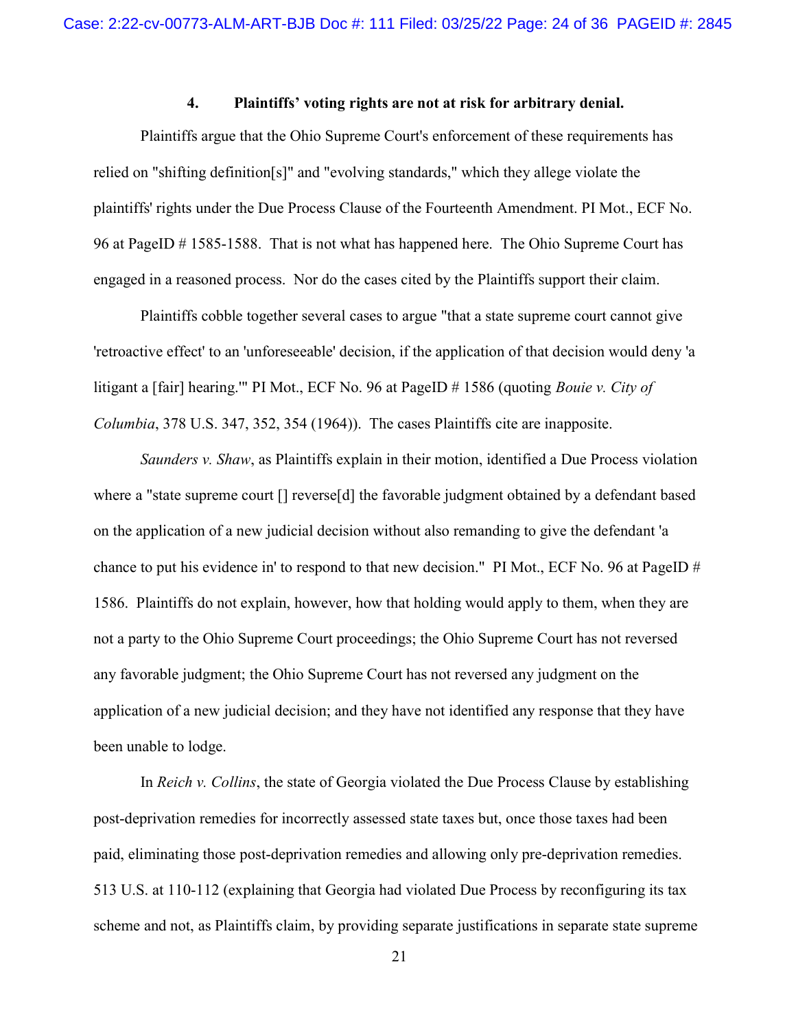### 4. Plaintiffs' voting rights are not at risk for arbitrary denial.

Plaintiffs argue that the Ohio Supreme Court's enforcement of these requirements has relied on "shifting definition[s]" and "evolving standards," which they allege violate the plaintiffs' rights under the Due Process Clause of the Fourteenth Amendment. PI Mot., ECF No. 96 at PageID # 1585-1588. That is not what has happened here. The Ohio Supreme Court has engaged in a reasoned process. Nor do the cases cited by the Plaintiffs support their claim.

Plaintiffs cobble together several cases to argue "that a state supreme court cannot give 'retroactive effect' to an 'unforeseeable' decision, if the application of that decision would deny 'a litigant a [fair] hearing.'" PI Mot., ECF No. 96 at PageID # 1586 (quoting *Bouie v. City of Columbia*, 378 U.S. 347, 352, 354 (1964)). The cases Plaintiffs cite are inapposite.

*Saunders v. Shaw*, as Plaintiffs explain in their motion, identified a Due Process violation where a "state supreme court [] reverse[d] the favorable judgment obtained by a defendant based on the application of a new judicial decision without also remanding to give the defendant 'a chance to put his evidence in' to respond to that new decision." PI Mot., ECF No. 96 at PageID # 1586. Plaintiffs do not explain, however, how that holding would apply to them, when they are not a party to the Ohio Supreme Court proceedings; the Ohio Supreme Court has not reversed any favorable judgment; the Ohio Supreme Court has not reversed any judgment on the application of a new judicial decision; and they have not identified any response that they have been unable to lodge.

In *Reich v. Collins*, the state of Georgia violated the Due Process Clause by establishing post-deprivation remedies for incorrectly assessed state taxes but, once those taxes had been paid, eliminating those post-deprivation remedies and allowing only pre-deprivation remedies. 513 U.S. at 110-112 (explaining that Georgia had violated Due Process by reconfiguring its tax scheme and not, as Plaintiffs claim, by providing separate justifications in separate state supreme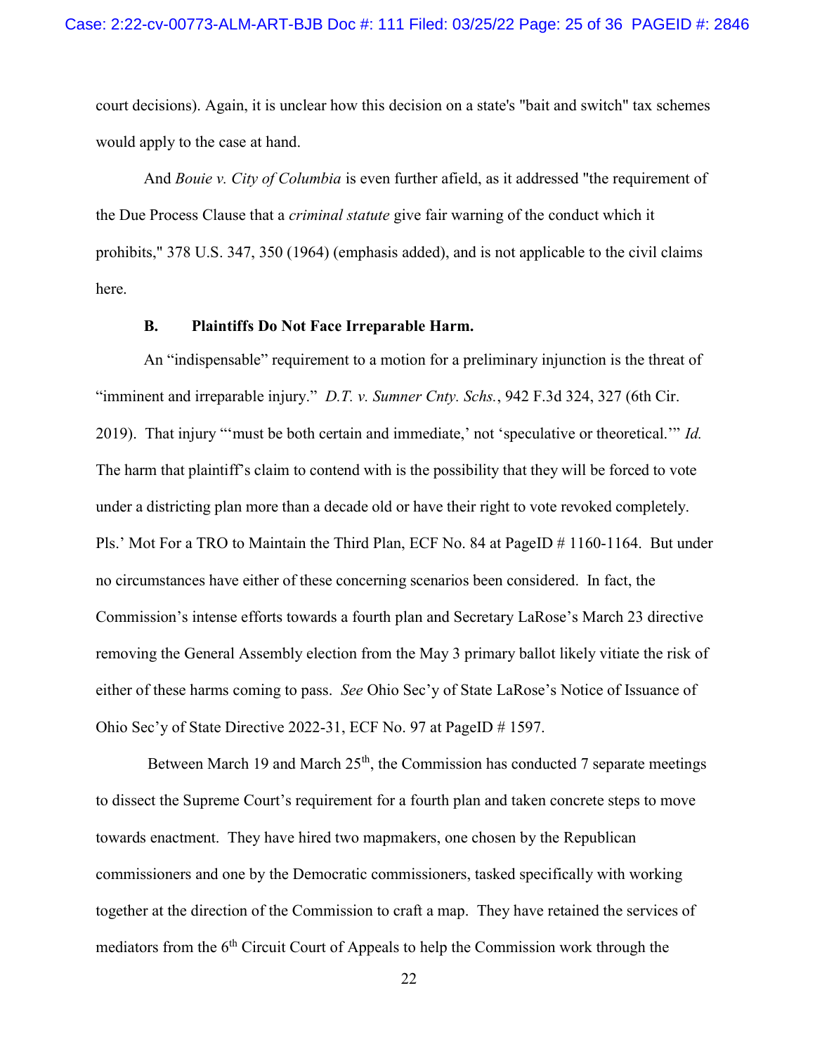court decisions). Again, it is unclear how this decision on a state's "bait and switch" tax schemes would apply to the case at hand.

And *Bouie v. City of Columbia* is even further afield, as it addressed "the requirement of the Due Process Clause that a *criminal statute* give fair warning of the conduct which it prohibits," 378 U.S. 347, 350 (1964) (emphasis added), and is not applicable to the civil claims here.

### B. Plaintiffs Do Not Face Irreparable Harm.

An "indispensable" requirement to a motion for a preliminary injunction is the threat of "imminent and irreparable injury." *D.T. v. Sumner Cnty. Schs.*, 942 F.3d 324, 327 (6th Cir. 2019). That injury "'must be both certain and immediate,' not 'speculative or theoretical.'" *Id.* The harm that plaintiff's claim to contend with is the possibility that they will be forced to vote under a districting plan more than a decade old or have their right to vote revoked completely. Pls.' Mot For a TRO to Maintain the Third Plan, ECF No. 84 at PageID # 1160-1164. But under no circumstances have either of these concerning scenarios been considered. In fact, the Commission's intense efforts towards a fourth plan and Secretary LaRose's March 23 directive removing the General Assembly election from the May 3 primary ballot likely vitiate the risk of either of these harms coming to pass. *See* Ohio Sec'y of State LaRose's Notice of Issuance of Ohio Sec'y of State Directive 2022-31, ECF No. 97 at PageID # 1597.

Between March 19 and March 25th, the Commission has conducted 7 separate meetings to dissect the Supreme Court's requirement for a fourth plan and taken concrete steps to move towards enactment. They have hired two mapmakers, one chosen by the Republican commissioners and one by the Democratic commissioners, tasked specifically with working together at the direction of the Commission to craft a map. They have retained the services of mediators from the 6th Circuit Court of Appeals to help the Commission work through the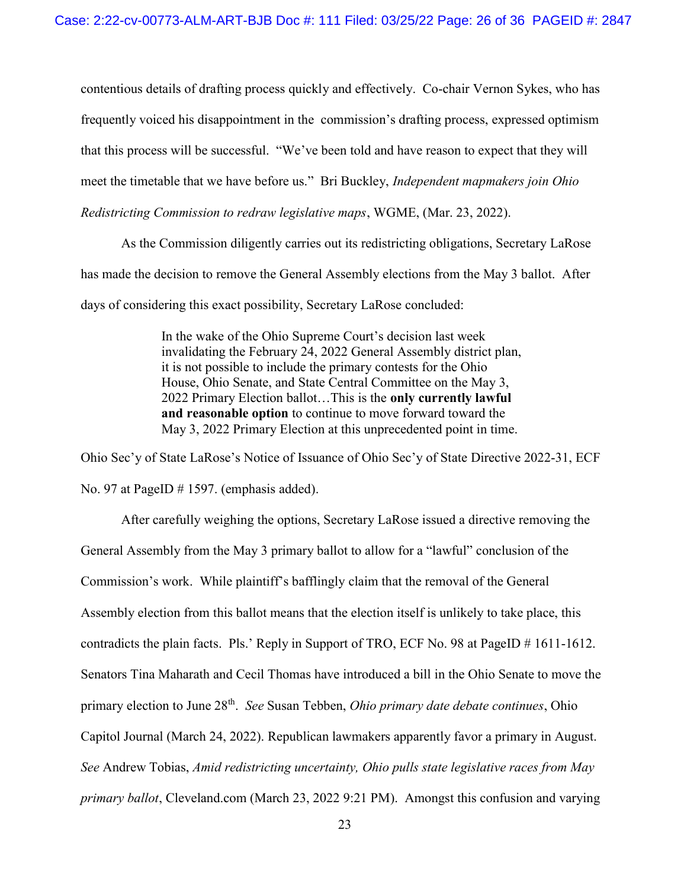contentious details of drafting process quickly and effectively. Co-chair Vernon Sykes, who has frequently voiced his disappointment in the commission's drafting process, expressed optimism that this process will be successful. "We've been told and have reason to expect that they will meet the timetable that we have before us." Bri Buckley, *Independent mapmakers join Ohio Redistricting Commission to redraw legislative maps*, WGME, (Mar. 23, 2022).

As the Commission diligently carries out its redistricting obligations, Secretary LaRose has made the decision to remove the General Assembly elections from the May 3 ballot. After days of considering this exact possibility, Secretary LaRose concluded:

> In the wake of the Ohio Supreme Court's decision last week invalidating the February 24, 2022 General Assembly district plan, it is not possible to include the primary contests for the Ohio House, Ohio Senate, and State Central Committee on the May 3, 2022 Primary Election ballot…This is the **only currently lawful and reasonable option** to continue to move forward toward the May 3, 2022 Primary Election at this unprecedented point in time.

Ohio Sec'y of State LaRose's Notice of Issuance of Ohio Sec'y of State Directive 2022-31, ECF No. 97 at PageID # 1597. (emphasis added).

After carefully weighing the options, Secretary LaRose issued a directive removing the General Assembly from the May 3 primary ballot to allow for a "lawful" conclusion of the Commission's work. While plaintiff's bafflingly claim that the removal of the General Assembly election from this ballot means that the election itself is unlikely to take place, this contradicts the plain facts. Pls.' Reply in Support of TRO, ECF No. 98 at PageID # 1611-1612. Senators Tina Maharath and Cecil Thomas have introduced a bill in the Ohio Senate to move the primary election to June 28th. *See* Susan Tebben, *Ohio primary date debate continues*, Ohio Capitol Journal (March 24, 2022). Republican lawmakers apparently favor a primary in August. *See* Andrew Tobias, *Amid redistricting uncertainty, Ohio pulls state legislative races from May primary ballot*, Cleveland.com (March 23, 2022 9:21 PM). Amongst this confusion and varying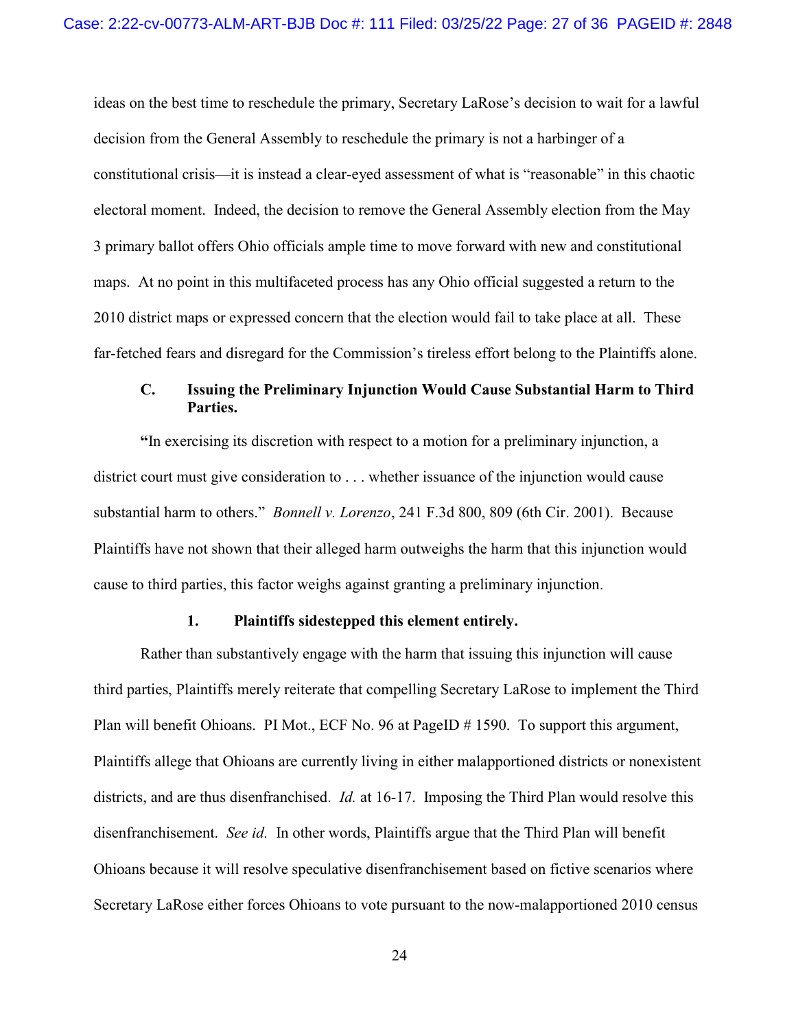ideas on the best time to reschedule the primary, Secretary LaRose's decision to wait for a lawful decision from the General Assembly to reschedule the primary is not a harbinger of a constitutional crisis—it is instead a clear-eyed assessment of what is "reasonable" in this chaotic electoral moment. Indeed, the decision to remove the General Assembly election from the May 3 primary ballot offers Ohio officials ample time to move forward with new and constitutional maps. At no point in this multifaceted process has any Ohio official suggested a return to the 2010 district maps or expressed concern that the election would fail to take place at all. These far-fetched fears and disregard for the Commission's tireless effort belong to the Plaintiffs alone.

### C. Issuing the Preliminary Injunction Would Cause Substantial Harm to Third Parties.

"In exercising its discretion with respect to a motion for a preliminary injunction, a district court must give consideration to . . . whether issuance of the injunction would cause substantial harm to others." *Bonnell v. Lorenzo*, 241 F.3d 800, 809 (6th Cir. 2001). Because Plaintiffs have not shown that their alleged harm outweighs the harm that this injunction would cause to third parties, this factor weighs against granting a preliminary injunction.

#### 1. Plaintiffs sidestepped this element entirely.

Rather than substantively engage with the harm that issuing this injunction will cause third parties, Plaintiffs merely reiterate that compelling Secretary LaRose to implement the Third Plan will benefit Ohioans. PI Mot., ECF No. 96 at PageID # 1590. To support this argument, Plaintiffs allege that Ohioans are currently living in either malapportioned districts or nonexistent districts, and are thus disenfranchised. *Id.* at 16-17. Imposing the Third Plan would resolve this disenfranchisement. *See id.* In other words, Plaintiffs argue that the Third Plan will benefit Ohioans because it will resolve speculative disenfranchisement based on fictive scenarios where Secretary LaRose either forces Ohioans to vote pursuant to the now-malapportioned 2010 census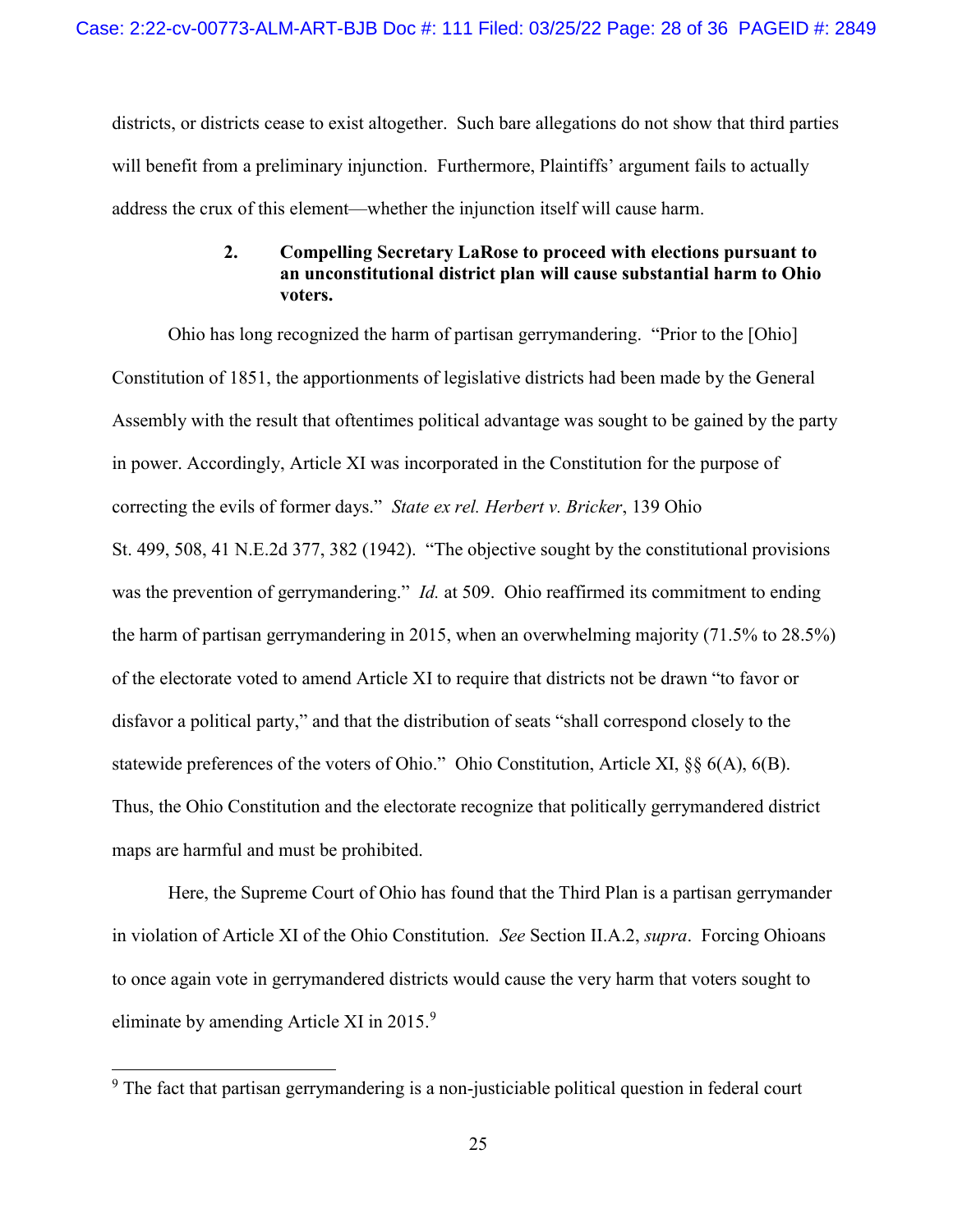districts, or districts cease to exist altogether. Such bare allegations do not show that third parties will benefit from a preliminary injunction. Furthermore, Plaintiffs' argument fails to actually address the crux of this element—whether the injunction itself will cause harm.

### 2. Compelling Secretary LaRose to proceed with elections pursuant to an unconstitutional district plan will cause substantial harm to Ohio voters.

Ohio has long recognized the harm of partisan gerrymandering. "Prior to the [Ohio] Constitution of 1851, the apportionments of legislative districts had been made by the General Assembly with the result that oftentimes political advantage was sought to be gained by the party in power. Accordingly, Article XI was incorporated in the Constitution for the purpose of correcting the evils of former days." *State ex rel. Herbert v. Bricker*, 139 Ohio St. 499, 508, 41 N.E.2d 377, 382 (1942). "The objective sought by the constitutional provisions was the prevention of gerrymandering." *Id.* at 509. Ohio reaffirmed its commitment to ending the harm of partisan gerrymandering in 2015, when an overwhelming majority (71.5% to 28.5%) of the electorate voted to amend Article XI to require that districts not be drawn "to favor or disfavor a political party," and that the distribution of seats "shall correspond closely to the statewide preferences of the voters of Ohio." Ohio Constitution, Article XI, §§ 6(A), 6(B). Thus, the Ohio Constitution and the electorate recognize that politically gerrymandered district maps are harmful and must be prohibited.

Here, the Supreme Court of Ohio has found that the Third Plan is a partisan gerrymander in violation of Article XI of the Ohio Constitution. *See* Section II.A.2, *supra*. Forcing Ohioans to once again vote in gerrymandered districts would cause the very harm that voters sought to eliminate by amending Article XI in 2015.[9]

---

[9] The fact that partisan gerrymandering is a non-justiciable political question in federal court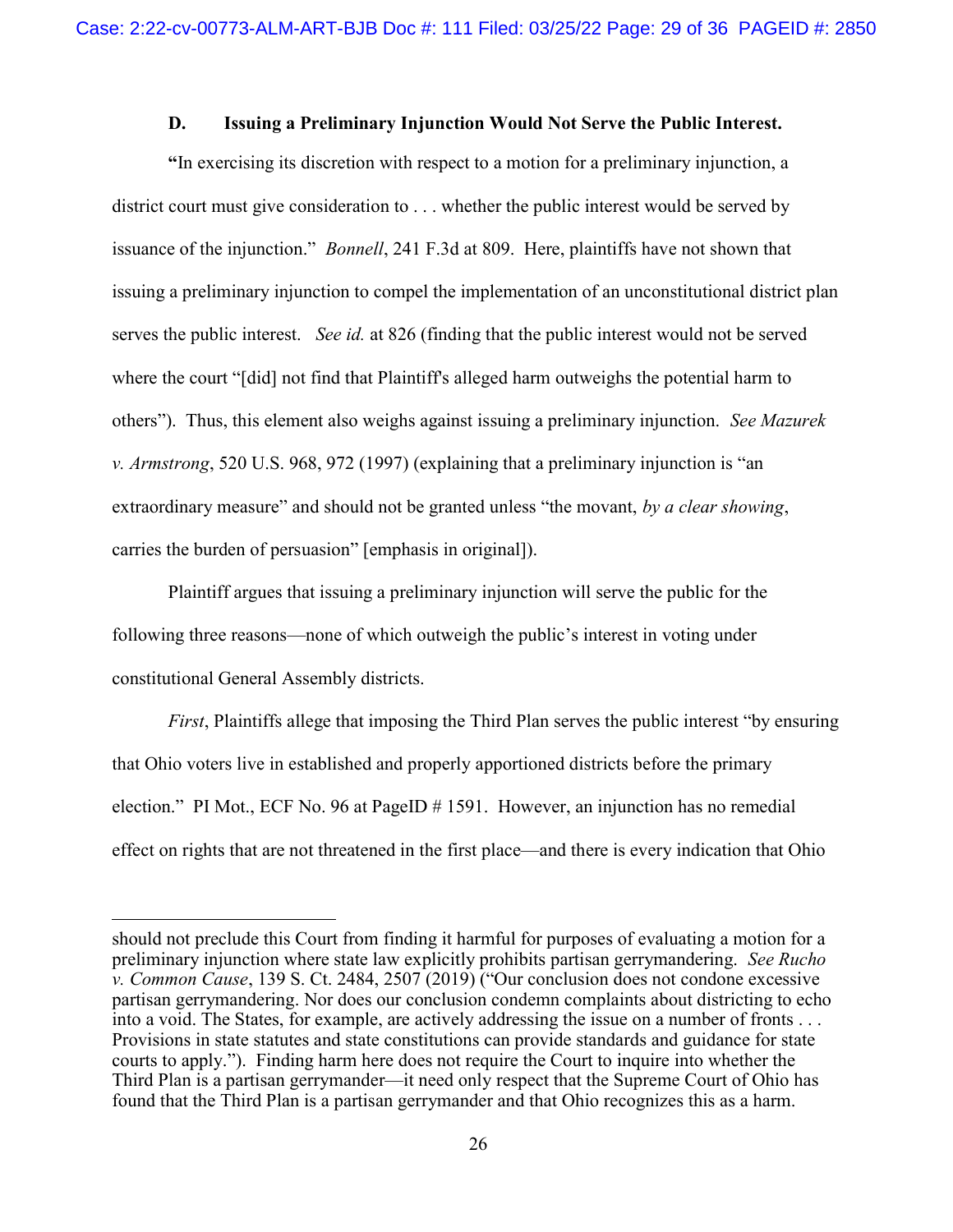### D. Issuing a Preliminary Injunction Would Not Serve the Public Interest.

"In exercising its discretion with respect to a motion for a preliminary injunction, a district court must give consideration to . . . whether the public interest would be served by issuance of the injunction." *Bonnell*, 241 F.3d at 809. Here, plaintiffs have not shown that issuing a preliminary injunction to compel the implementation of an unconstitutional district plan serves the public interest. *See id.* at 826 (finding that the public interest would not be served where the court "[did] not find that Plaintiff's alleged harm outweighs the potential harm to others"). Thus, this element also weighs against issuing a preliminary injunction. *See Mazurek v. Armstrong*, 520 U.S. 968, 972 (1997) (explaining that a preliminary injunction is "an extraordinary measure" and should not be granted unless "the movant, *by a clear showing*, carries the burden of persuasion" [emphasis in original]).

Plaintiff argues that issuing a preliminary injunction will serve the public for the following three reasons—none of which outweigh the public's interest in voting under constitutional General Assembly districts.

*First*, Plaintiffs allege that imposing the Third Plan serves the public interest "by ensuring that Ohio voters live in established and properly apportioned districts before the primary election." PI Mot., ECF No. 96 at PageID # 1591. However, an injunction has no remedial effect on rights that are not threatened in the first place—and there is every indication that Ohio

---

should not preclude this Court from finding it harmful for purposes of evaluating a motion for a preliminary injunction where state law explicitly prohibits partisan gerrymandering. *See Rucho v. Common Cause*, 139 S. Ct. 2484, 2507 (2019) ("Our conclusion does not condone excessive partisan gerrymandering. Nor does our conclusion condemn complaints about districting to echo into a void. The States, for example, are actively addressing the issue on a number of fronts . . . Provisions in state statutes and state constitutions can provide standards and guidance for state courts to apply."). Finding harm here does not require the Court to inquire into whether the Third Plan is a partisan gerrymander—it need only respect that the Supreme Court of Ohio has found that the Third Plan is a partisan gerrymander and that Ohio recognizes this as a harm.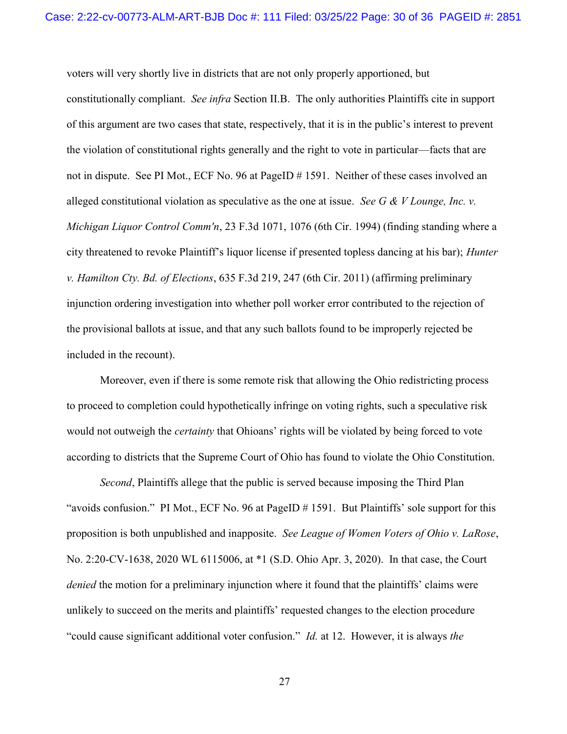voters will very shortly live in districts that are not only properly apportioned, but constitutionally compliant. *See infra* Section II.B. The only authorities Plaintiffs cite in support of this argument are two cases that state, respectively, that it is in the public's interest to prevent the violation of constitutional rights generally and the right to vote in particular—facts that are not in dispute. See PI Mot., ECF No. 96 at PageID # 1591. Neither of these cases involved an alleged constitutional violation as speculative as the one at issue. *See G & V Lounge, Inc. v. Michigan Liquor Control Comm'n*, 23 F.3d 1071, 1076 (6th Cir. 1994) (finding standing where a city threatened to revoke Plaintiff's liquor license if presented topless dancing at his bar); *Hunter v. Hamilton Cty. Bd. of Elections*, 635 F.3d 219, 247 (6th Cir. 2011) (affirming preliminary injunction ordering investigation into whether poll worker error contributed to the rejection of the provisional ballots at issue, and that any such ballots found to be improperly rejected be included in the recount).

Moreover, even if there is some remote risk that allowing the Ohio redistricting process to proceed to completion could hypothetically infringe on voting rights, such a speculative risk would not outweigh the *certainty* that Ohioans' rights will be violated by being forced to vote according to districts that the Supreme Court of Ohio has found to violate the Ohio Constitution.

*Second*, Plaintiffs allege that the public is served because imposing the Third Plan "avoids confusion." PI Mot., ECF No. 96 at PageID # 1591. But Plaintiffs' sole support for this proposition is both unpublished and inapposite. *See League of Women Voters of Ohio v. LaRose*, No. 2:20-CV-1638, 2020 WL 6115006, at *1 (S.D. Ohio Apr. 3, 2020). In that case, the Court *denied* the motion for a preliminary injunction where it found that the plaintiffs' claims were unlikely to succeed on the merits and plaintiffs' requested changes to the election procedure "could cause significant additional voter confusion." *Id.* at 12. However, it is always *the*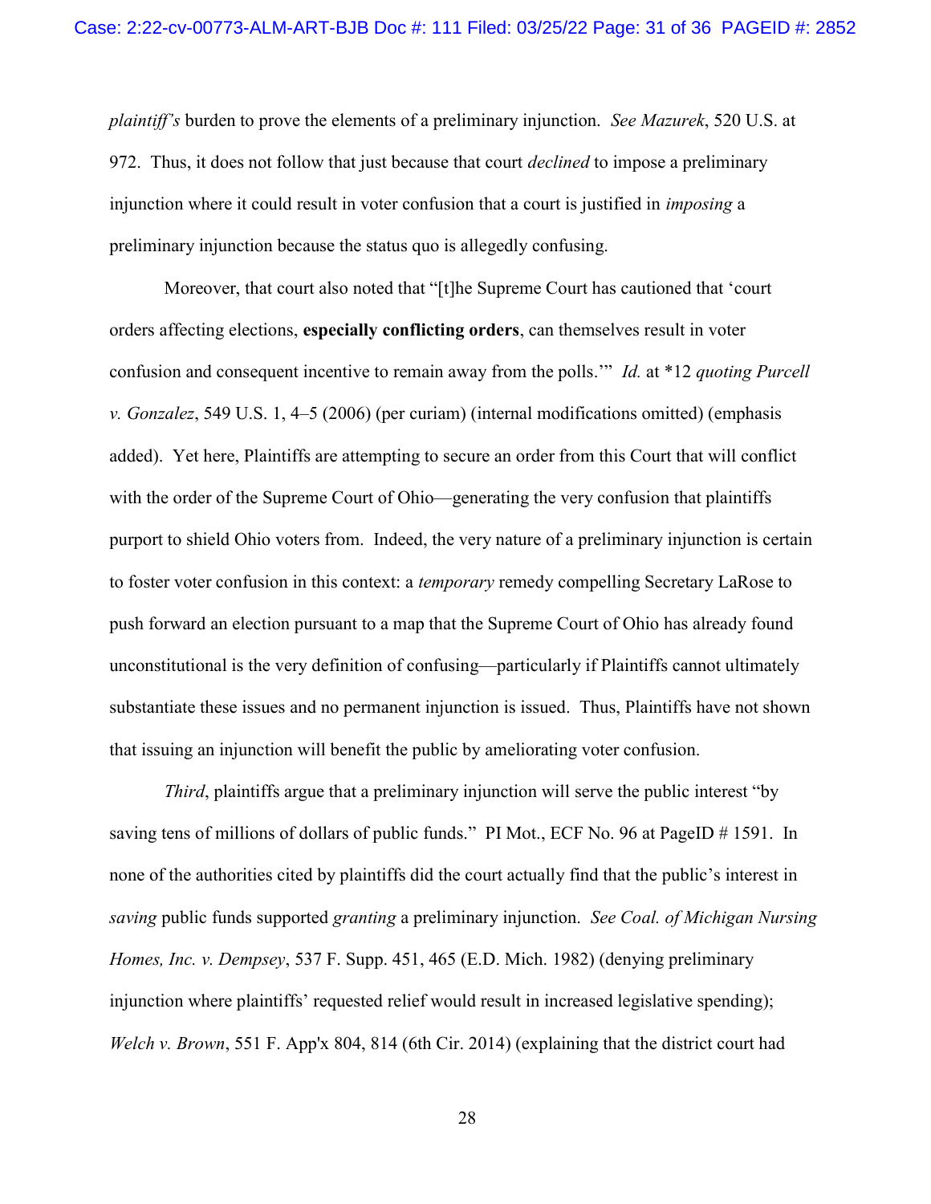*plaintiff's* burden to prove the elements of a preliminary injunction. *See Mazurek*, 520 U.S. at 972. Thus, it does not follow that just because that court *declined* to impose a preliminary injunction where it could result in voter confusion that a court is justified in *imposing* a preliminary injunction because the status quo is allegedly confusing.

Moreover, that court also noted that "[t]he Supreme Court has cautioned that 'court orders affecting elections, **especially conflicting orders**, can themselves result in voter confusion and consequent incentive to remain away from the polls.'" *Id.* at *12 *quoting Purcell v. Gonzalez*, 549 U.S. 1, 4–5 (2006) (per curiam) (internal modifications omitted) (emphasis added). Yet here, Plaintiffs are attempting to secure an order from this Court that will conflict with the order of the Supreme Court of Ohio—generating the very confusion that plaintiffs purport to shield Ohio voters from. Indeed, the very nature of a preliminary injunction is certain to foster voter confusion in this context: a *temporary* remedy compelling Secretary LaRose to push forward an election pursuant to a map that the Supreme Court of Ohio has already found unconstitutional is the very definition of confusing—particularly if Plaintiffs cannot ultimately substantiate these issues and no permanent injunction is issued. Thus, Plaintiffs have not shown that issuing an injunction will benefit the public by ameliorating voter confusion.

*Third*, plaintiffs argue that a preliminary injunction will serve the public interest "by saving tens of millions of dollars of public funds." PI Mot., ECF No. 96 at PageID # 1591. In none of the authorities cited by plaintiffs did the court actually find that the public's interest in *saving* public funds supported *granting* a preliminary injunction. *See Coal. of Michigan Nursing Homes, Inc. v. Dempsey*, 537 F. Supp. 451, 465 (E.D. Mich. 1982) (denying preliminary injunction where plaintiffs' requested relief would result in increased legislative spending); *Welch v. Brown*, 551 F. App'x 804, 814 (6th Cir. 2014) (explaining that the district court had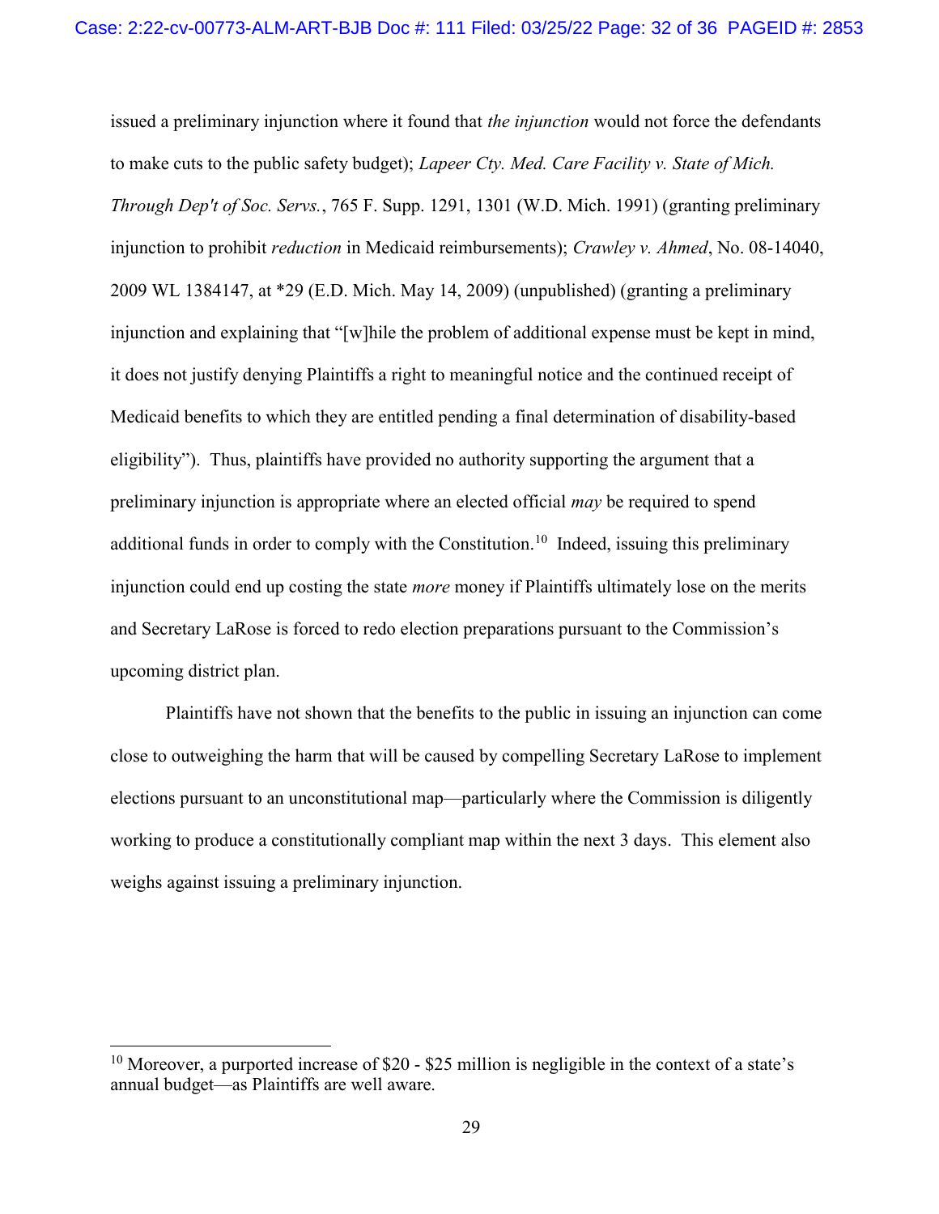issued a preliminary injunction where it found that *the injunction* would not force the defendants to make cuts to the public safety budget); *Lapeer Cty. Med. Care Facility v. State of Mich. Through Dep't of Soc. Servs.*, 765 F. Supp. 1291, 1301 (W.D. Mich. 1991) (granting preliminary injunction to prohibit *reduction* in Medicaid reimbursements); *Crawley v. Ahmed*, No. 08-14040, 2009 WL 1384147, at *29 (E.D. Mich. May 14, 2009) (unpublished) (granting a preliminary injunction and explaining that "[w]hile the problem of additional expense must be kept in mind, it does not justify denying Plaintiffs a right to meaningful notice and the continued receipt of Medicaid benefits to which they are entitled pending a final determination of disability-based eligibility"). Thus, plaintiffs have provided no authority supporting the argument that a preliminary injunction is appropriate where an elected official *may* be required to spend additional funds in order to comply with the Constitution.[10] Indeed, issuing this preliminary injunction could end up costing the state *more* money if Plaintiffs ultimately lose on the merits and Secretary LaRose is forced to redo election preparations pursuant to the Commission's upcoming district plan.

Plaintiffs have not shown that the benefits to the public in issuing an injunction can come close to outweighing the harm that will be caused by compelling Secretary LaRose to implement elections pursuant to an unconstitutional map—particularly where the Commission is diligently working to produce a constitutionally compliant map within the next 3 days. This element also weighs against issuing a preliminary injunction.

[10] Moreover, a purported increase of $20 - $25 million is negligible in the context of a state's annual budget—as Plaintiffs are well aware.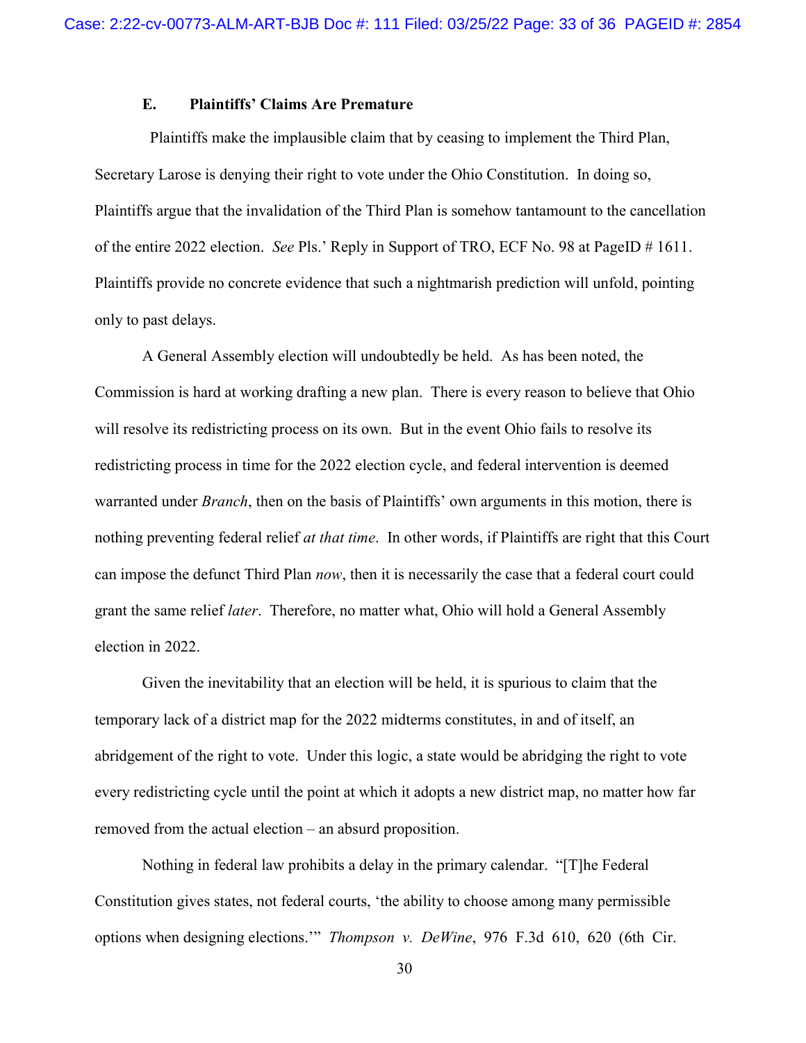### E. Plaintiffs' Claims Are Premature

Plaintiffs make the implausible claim that by ceasing to implement the Third Plan, Secretary Larose is denying their right to vote under the Ohio Constitution. In doing so, Plaintiffs argue that the invalidation of the Third Plan is somehow tantamount to the cancellation of the entire 2022 election. *See* Pls.' Reply in Support of TRO, ECF No. 98 at PageID # 1611. Plaintiffs provide no concrete evidence that such a nightmarish prediction will unfold, pointing only to past delays.

A General Assembly election will undoubtedly be held. As has been noted, the Commission is hard at working drafting a new plan. There is every reason to believe that Ohio will resolve its redistricting process on its own. But in the event Ohio fails to resolve its redistricting process in time for the 2022 election cycle, and federal intervention is deemed warranted under *Branch*, then on the basis of Plaintiffs' own arguments in this motion, there is nothing preventing federal relief *at that time*. In other words, if Plaintiffs are right that this Court can impose the defunct Third Plan *now*, then it is necessarily the case that a federal court could grant the same relief *later*. Therefore, no matter what, Ohio will hold a General Assembly election in 2022.

Given the inevitability that an election will be held, it is spurious to claim that the temporary lack of a district map for the 2022 midterms constitutes, in and of itself, an abridgement of the right to vote. Under this logic, a state would be abridging the right to vote every redistricting cycle until the point at which it adopts a new district map, no matter how far removed from the actual election – an absurd proposition.

Nothing in federal law prohibits a delay in the primary calendar. "[T]he Federal Constitution gives states, not federal courts, 'the ability to choose among many permissible options when designing elections.'" *Thompson v. DeWine*, 976 F.3d 610, 620 (6th Cir.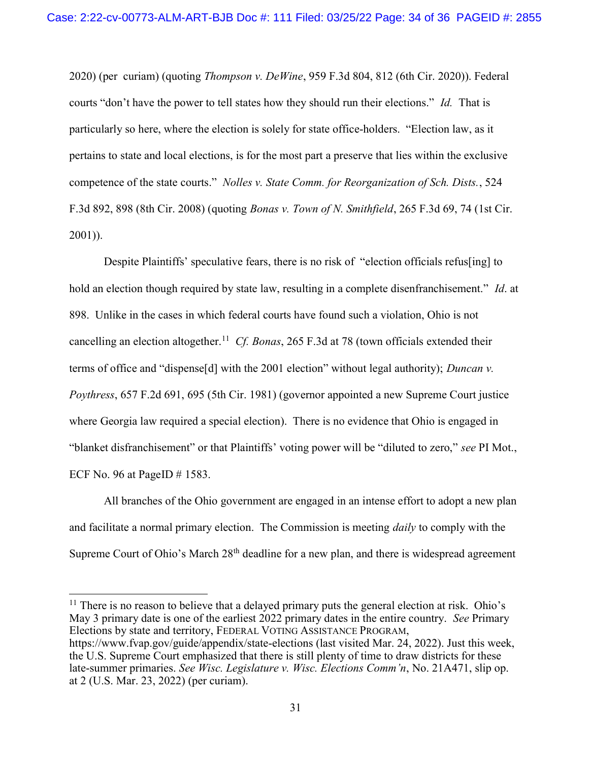2020) (per curiam) (quoting *Thompson v. DeWine*, 959 F.3d 804, 812 (6th Cir. 2020)). Federal courts "don't have the power to tell states how they should run their elections." *Id.* That is particularly so here, where the election is solely for state office-holders. "Election law, as it pertains to state and local elections, is for the most part a preserve that lies within the exclusive competence of the state courts." *Nolles v. State Comm. for Reorganization of Sch. Dists.*, 524 F.3d 892, 898 (8th Cir. 2008) (quoting *Bonas v. Town of N. Smithfield*, 265 F.3d 69, 74 (1st Cir. 2001)).

Despite Plaintiffs' speculative fears, there is no risk of "election officials refus[ing] to hold an election though required by state law, resulting in a complete disenfranchisement." *Id*. at 898. Unlike in the cases in which federal courts have found such a violation, Ohio is not cancelling an election altogether.[11] *Cf. Bonas*, 265 F.3d at 78 (town officials extended their terms of office and "dispense[d] with the 2001 election" without legal authority); *Duncan v. Poythress*, 657 F.2d 691, 695 (5th Cir. 1981) (governor appointed a new Supreme Court justice where Georgia law required a special election). There is no evidence that Ohio is engaged in "blanket disfranchisement" or that Plaintiffs' voting power will be "diluted to zero," *see* PI Mot., ECF No. 96 at PageID # 1583.

All branches of the Ohio government are engaged in an intense effort to adopt a new plan and facilitate a normal primary election. The Commission is meeting *daily* to comply with the Supreme Court of Ohio's March 28th deadline for a new plan, and there is widespread agreement

---

[11] There is no reason to believe that a delayed primary puts the general election at risk. Ohio's May 3 primary date is one of the earliest 2022 primary dates in the entire country. *See* Primary Elections by state and territory, FEDERAL VOTING ASSISTANCE PROGRAM, https://www.fvap.gov/guide/appendix/state-elections (last visited Mar. 24, 2022). Just this week, the U.S. Supreme Court emphasized that there is still plenty of time to draw districts for these late-summer primaries. *See Wisc. Legislature v. Wisc. Elections Comm'n*, No. 21A471, slip op. at 2 (U.S. Mar. 23, 2022) (per curiam).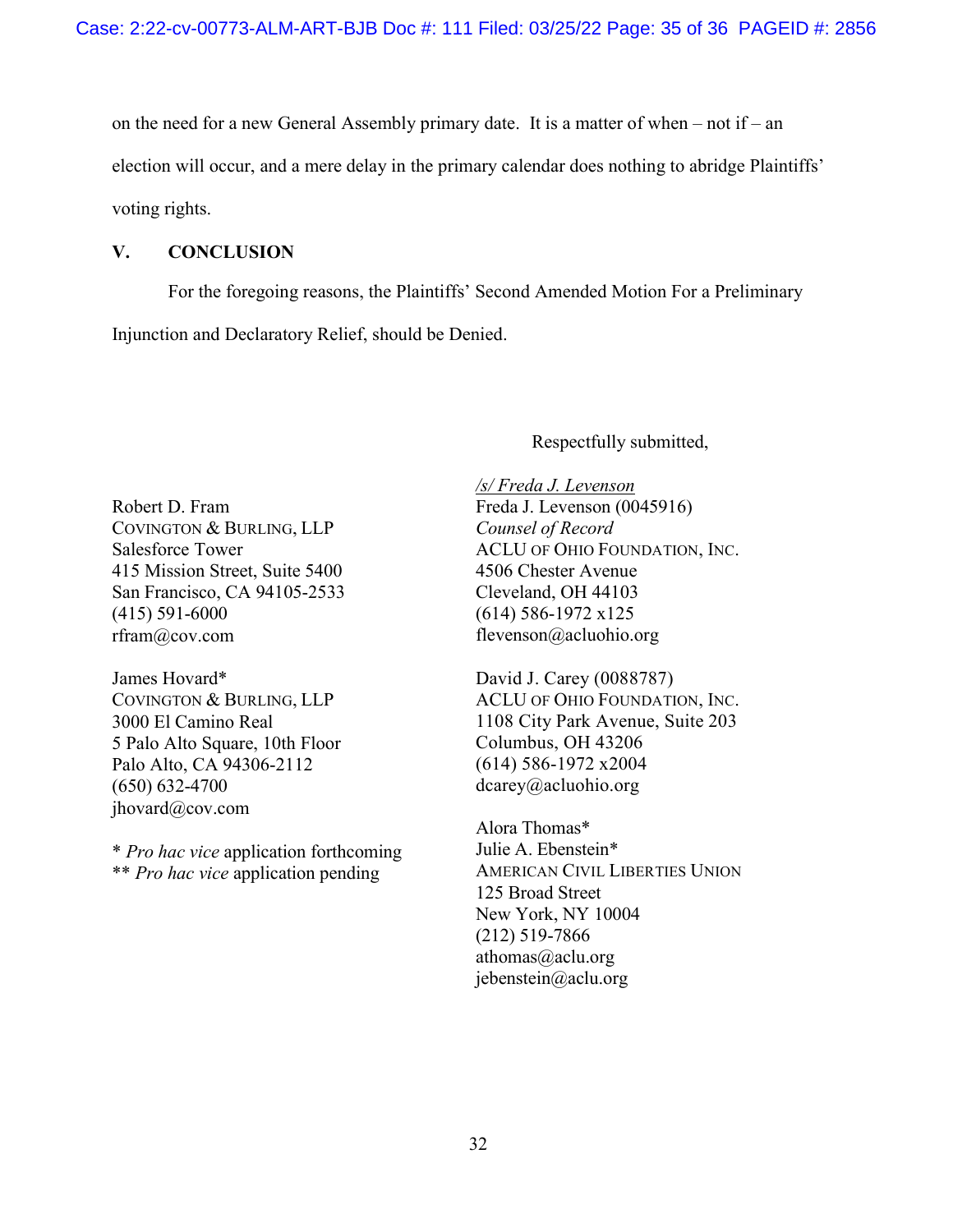on the need for a new General Assembly primary date. It is a matter of when – not if – an election will occur, and a mere delay in the primary calendar does nothing to abridge Plaintiffs' voting rights.

## V. CONCLUSION

For the foregoing reasons, the Plaintiffs' Second Amended Motion For a Preliminary Injunction and Declaratory Relief, should be Denied.

Respectfully submitted,

*/s/ Freda J. Levenson*
Freda J. Levenson (0045916)
*Counsel of Record*
ACLU OF OHIO FOUNDATION, INC.
4506 Chester Avenue
Cleveland, OH 44103
(614) 586-1972 x125
flevenson@acluohio.org

David J. Carey (0088787)
ACLU OF OHIO FOUNDATION, INC.
1108 City Park Avenue, Suite 203
Columbus, OH 43206
(614) 586-1972 x2004
dcarey@acluohio.org

Alora Thomas*
Julie A. Ebenstein*
AMERICAN CIVIL LIBERTIES UNION
125 Broad Street
New York, NY 10004
(212) 519-7866
athomas@aclu.org
jebenstein@aclu.org

Robert D. Fram
COVINGTON & BURLING, LLP
Salesforce Tower
415 Mission Street, Suite 5400
San Francisco, CA 94105-2533
(415) 591-6000
rfram@cov.com

James Hovard*
COVINGTON & BURLING, LLP
3000 El Camino Real
5 Palo Alto Square, 10th Floor
Palo Alto, CA 94306-2112
(650) 632-4700
jhovard@cov.com

\* *Pro hac vice* application forthcoming
\*\* *Pro hac vice* application pending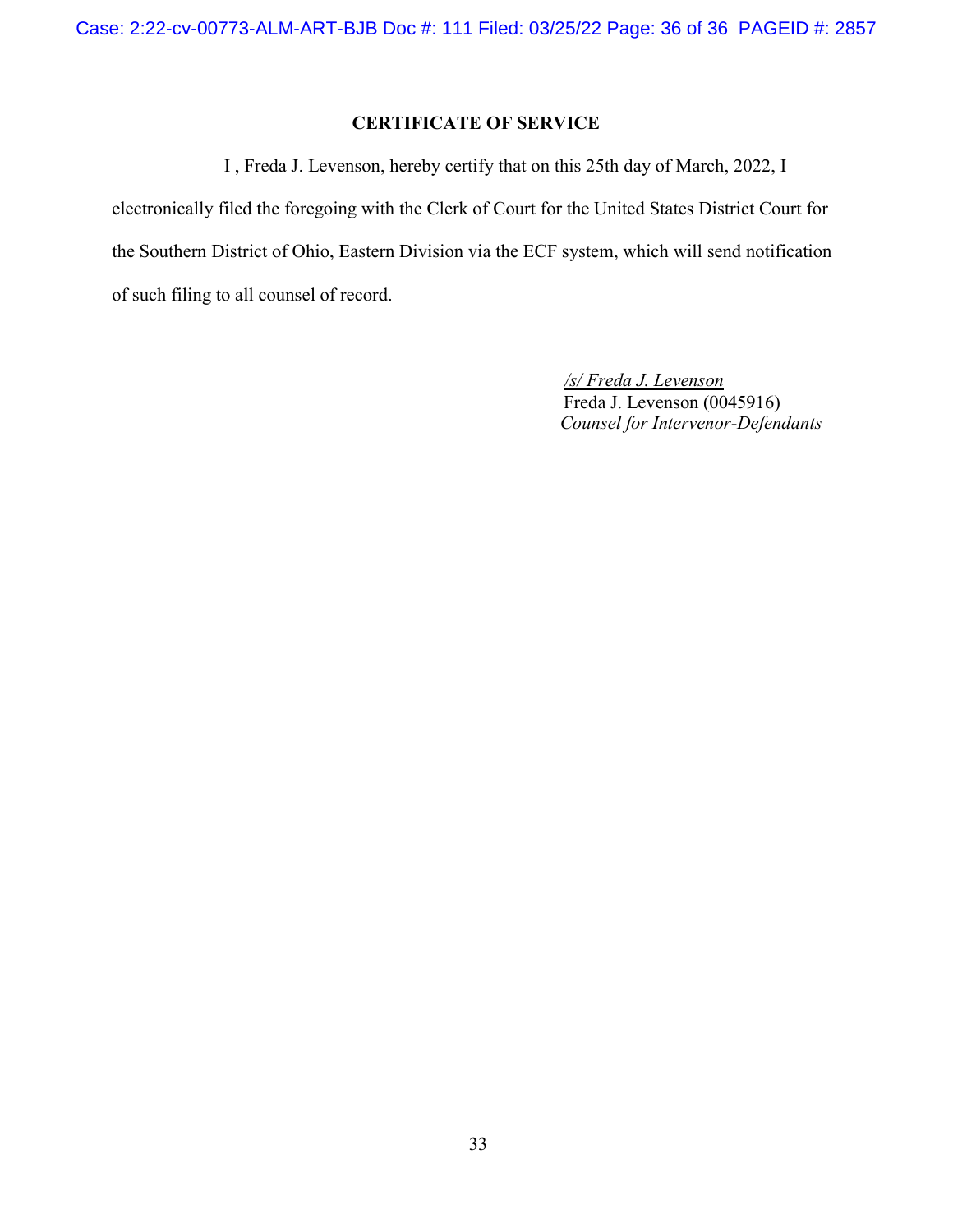## CERTIFICATE OF SERVICE

I , Freda J. Levenson, hereby certify that on this 25th day of March, 2022, I electronically filed the foregoing with the Clerk of Court for the United States District Court for the Southern District of Ohio, Eastern Division via the ECF system, which will send notification of such filing to all counsel of record.

/s/ Freda J. Levenson
Freda J. Levenson (0045916)
*Counsel for Intervenor-Defendants*